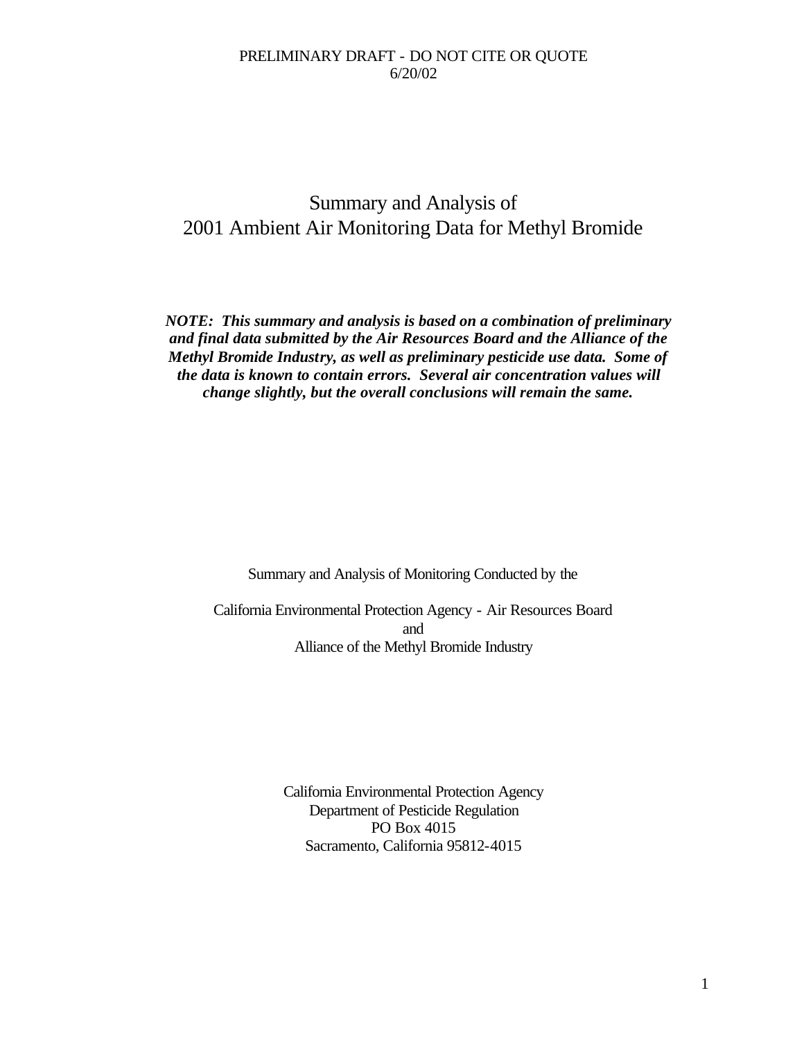PRELIMINARY DRAFT - DO NOT CITE OR QUOTE
6/20/02

# Summary and Analysis of 2001 Ambient Air Monitoring Data for Methyl Bromide

***NOTE: This summary and analysis is based on a combination of preliminary and final data submitted by the Air Resources Board and the Alliance of the Methyl Bromide Industry, as well as preliminary pesticide use data. Some of the data is known to contain errors. Several air concentration values will change slightly, but the overall conclusions will remain the same.***

Summary and Analysis of Monitoring Conducted by the

California Environmental Protection Agency - Air Resources Board
and
Alliance of the Methyl Bromide Industry

California Environmental Protection Agency
Department of Pesticide Regulation
PO Box 4015
Sacramento, California 95812-4015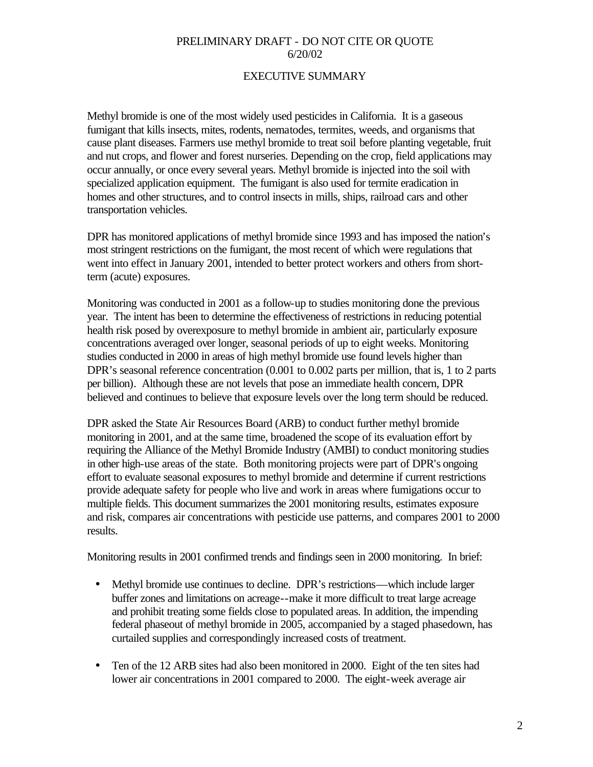PRELIMINARY DRAFT - DO NOT CITE OR QUOTE
6/20/02

## EXECUTIVE SUMMARY

Methyl bromide is one of the most widely used pesticides in California. It is a gaseous fumigant that kills insects, mites, rodents, nematodes, termites, weeds, and organisms that cause plant diseases. Farmers use methyl bromide to treat soil before planting vegetable, fruit and nut crops, and flower and forest nurseries. Depending on the crop, field applications may occur annually, or once every several years. Methyl bromide is injected into the soil with specialized application equipment. The fumigant is also used for termite eradication in homes and other structures, and to control insects in mills, ships, railroad cars and other transportation vehicles.

DPR has monitored applications of methyl bromide since 1993 and has imposed the nation's most stringent restrictions on the fumigant, the most recent of which were regulations that went into effect in January 2001, intended to better protect workers and others from short-term (acute) exposures.

Monitoring was conducted in 2001 as a follow-up to studies monitoring done the previous year. The intent has been to determine the effectiveness of restrictions in reducing potential health risk posed by overexposure to methyl bromide in ambient air, particularly exposure concentrations averaged over longer, seasonal periods of up to eight weeks. Monitoring studies conducted in 2000 in areas of high methyl bromide use found levels higher than DPR's seasonal reference concentration (0.001 to 0.002 parts per million, that is, 1 to 2 parts per billion). Although these are not levels that pose an immediate health concern, DPR believed and continues to believe that exposure levels over the long term should be reduced.

DPR asked the State Air Resources Board (ARB) to conduct further methyl bromide monitoring in 2001, and at the same time, broadened the scope of its evaluation effort by requiring the Alliance of the Methyl Bromide Industry (AMBI) to conduct monitoring studies in other high-use areas of the state. Both monitoring projects were part of DPR's ongoing effort to evaluate seasonal exposures to methyl bromide and determine if current restrictions provide adequate safety for people who live and work in areas where fumigations occur to multiple fields. This document summarizes the 2001 monitoring results, estimates exposure and risk, compares air concentrations with pesticide use patterns, and compares 2001 to 2000 results.

Monitoring results in 2001 confirmed trends and findings seen in 2000 monitoring. In brief:

- Methyl bromide use continues to decline. DPR's restrictions—which include larger buffer zones and limitations on acreage--make it more difficult to treat large acreage and prohibit treating some fields close to populated areas. In addition, the impending federal phaseout of methyl bromide in 2005, accompanied by a staged phasedown, has curtailed supplies and correspondingly increased costs of treatment.

- Ten of the 12 ARB sites had also been monitored in 2000. Eight of the ten sites had lower air concentrations in 2001 compared to 2000. The eight-week average air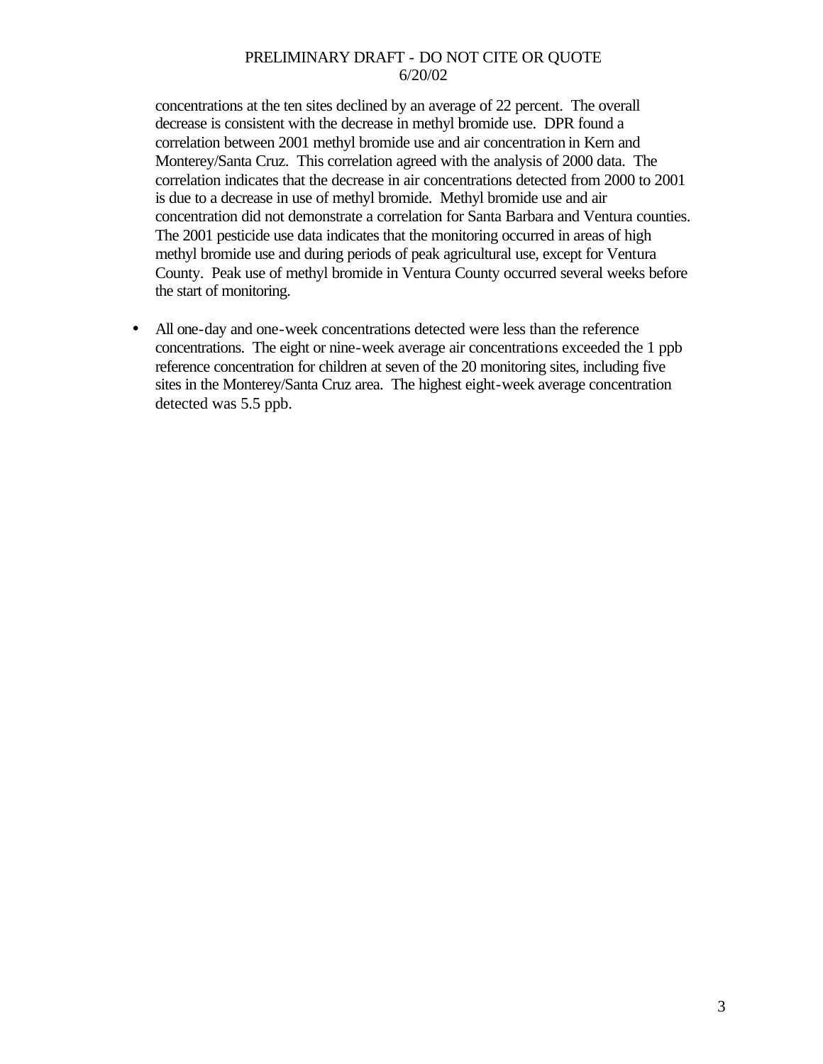concentrations at the ten sites declined by an average of 22 percent. The overall decrease is consistent with the decrease in methyl bromide use. DPR found a correlation between 2001 methyl bromide use and air concentration in Kern and Monterey/Santa Cruz. This correlation agreed with the analysis of 2000 data. The correlation indicates that the decrease in air concentrations detected from 2000 to 2001 is due to a decrease in use of methyl bromide. Methyl bromide use and air concentration did not demonstrate a correlation for Santa Barbara and Ventura counties. The 2001 pesticide use data indicates that the monitoring occurred in areas of high methyl bromide use and during periods of peak agricultural use, except for Ventura County. Peak use of methyl bromide in Ventura County occurred several weeks before the start of monitoring.

- All one-day and one-week concentrations detected were less than the reference concentrations. The eight or nine-week average air concentrations exceeded the 1 ppb reference concentration for children at seven of the 20 monitoring sites, including five sites in the Monterey/Santa Cruz area. The highest eight-week average concentration detected was 5.5 ppb.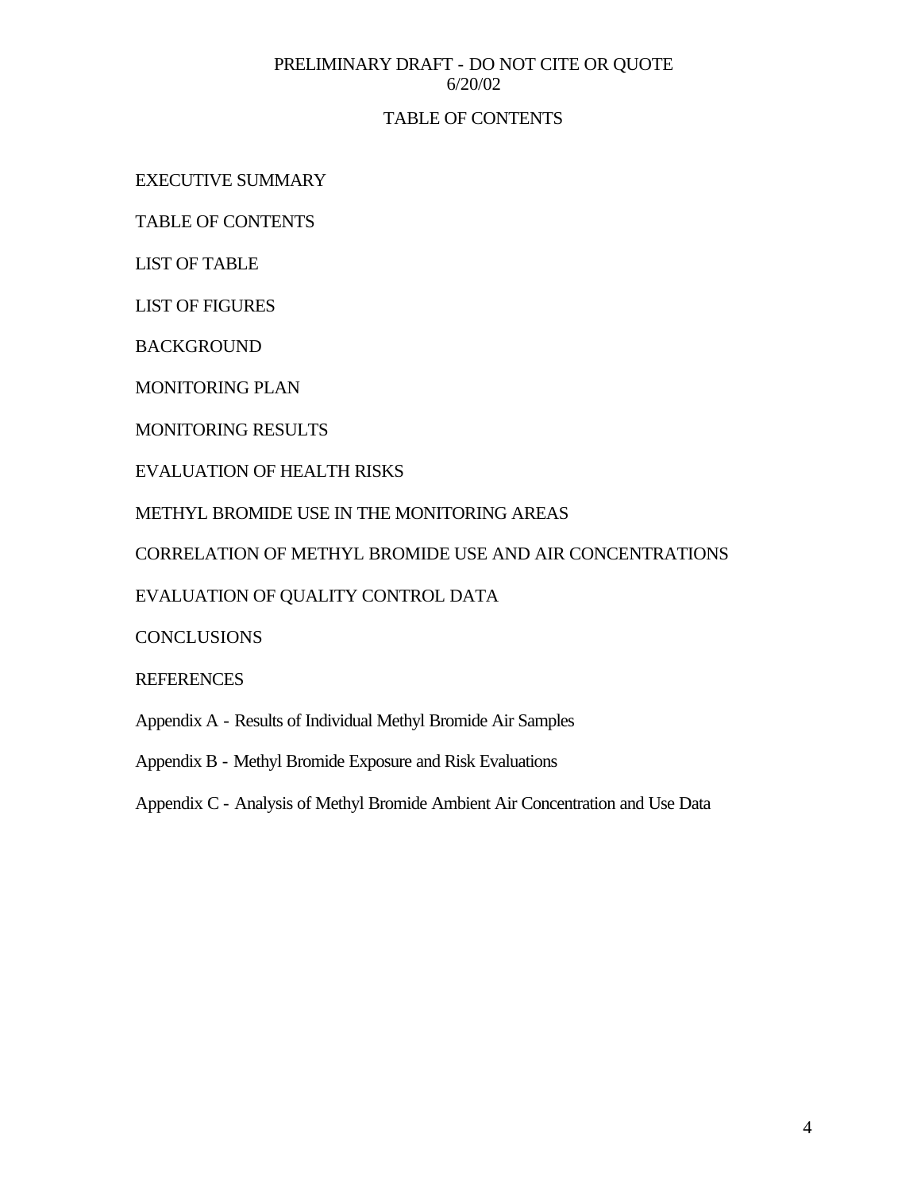PRELIMINARY DRAFT - DO NOT CITE OR QUOTE
6/20/02

# TABLE OF CONTENTS

EXECUTIVE SUMMARY

TABLE OF CONTENTS

LIST OF TABLE

LIST OF FIGURES

BACKGROUND

MONITORING PLAN

MONITORING RESULTS

EVALUATION OF HEALTH RISKS

METHYL BROMIDE USE IN THE MONITORING AREAS

CORRELATION OF METHYL BROMIDE USE AND AIR CONCENTRATIONS

EVALUATION OF QUALITY CONTROL DATA

CONCLUSIONS

REFERENCES

Appendix A - Results of Individual Methyl Bromide Air Samples

Appendix B - Methyl Bromide Exposure and Risk Evaluations

Appendix C - Analysis of Methyl Bromide Ambient Air Concentration and Use Data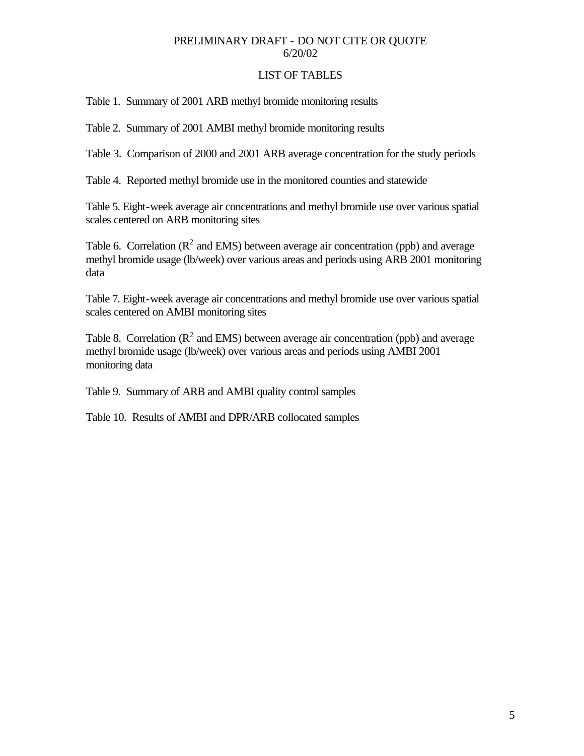## LIST OF TABLES

Table 1. Summary of 2001 ARB methyl bromide monitoring results

Table 2. Summary of 2001 AMBI methyl bromide monitoring results

Table 3. Comparison of 2000 and 2001 ARB average concentration for the study periods

Table 4. Reported methyl bromide use in the monitored counties and statewide

Table 5. Eight-week average air concentrations and methyl bromide use over various spatial scales centered on ARB monitoring sites

Table 6. Correlation ($R^2$ and EMS) between average air concentration (ppb) and average methyl bromide usage (lb/week) over various areas and periods using ARB 2001 monitoring data

Table 7. Eight-week average air concentrations and methyl bromide use over various spatial scales centered on AMBI monitoring sites

Table 8. Correlation ($R^2$ and EMS) between average air concentration (ppb) and average methyl bromide usage (lb/week) over various areas and periods using AMBI 2001 monitoring data

Table 9. Summary of ARB and AMBI quality control samples

Table 10. Results of AMBI and DPR/ARB collocated samples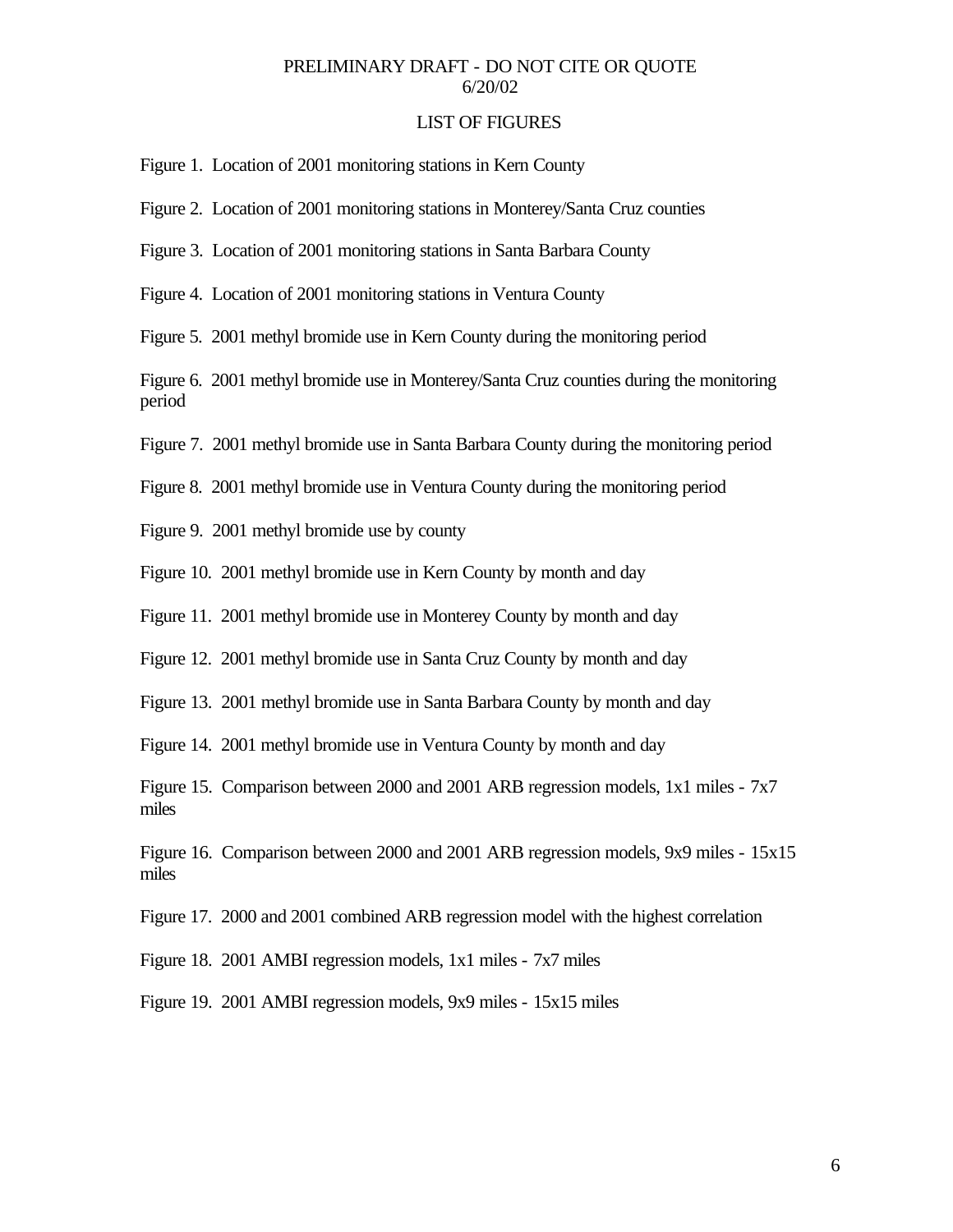## LIST OF FIGURES

Figure 1. Location of 2001 monitoring stations in Kern County

Figure 2. Location of 2001 monitoring stations in Monterey/Santa Cruz counties

Figure 3. Location of 2001 monitoring stations in Santa Barbara County

Figure 4. Location of 2001 monitoring stations in Ventura County

Figure 5. 2001 methyl bromide use in Kern County during the monitoring period

Figure 6. 2001 methyl bromide use in Monterey/Santa Cruz counties during the monitoring period

Figure 7. 2001 methyl bromide use in Santa Barbara County during the monitoring period

Figure 8. 2001 methyl bromide use in Ventura County during the monitoring period

Figure 9. 2001 methyl bromide use by county

Figure 10. 2001 methyl bromide use in Kern County by month and day

Figure 11. 2001 methyl bromide use in Monterey County by month and day

Figure 12. 2001 methyl bromide use in Santa Cruz County by month and day

Figure 13. 2001 methyl bromide use in Santa Barbara County by month and day

Figure 14. 2001 methyl bromide use in Ventura County by month and day

Figure 15. Comparison between 2000 and 2001 ARB regression models, 1x1 miles - 7x7 miles

Figure 16. Comparison between 2000 and 2001 ARB regression models, 9x9 miles - 15x15 miles

Figure 17. 2000 and 2001 combined ARB regression model with the highest correlation

Figure 18. 2001 AMBI regression models, 1x1 miles - 7x7 miles

Figure 19. 2001 AMBI regression models, 9x9 miles - 15x15 miles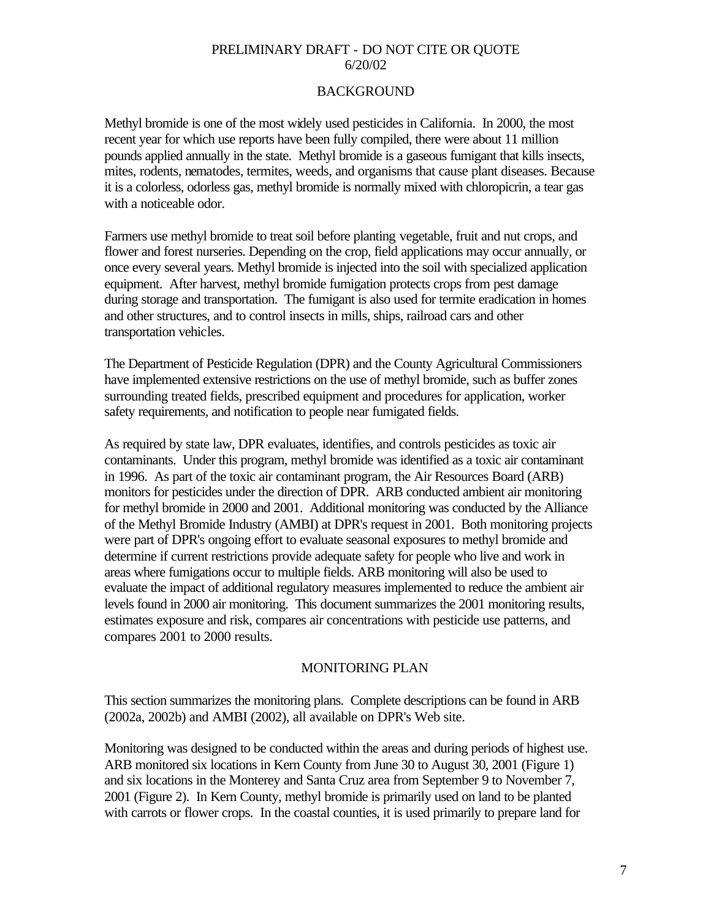## BACKGROUND

Methyl bromide is one of the most widely used pesticides in California. In 2000, the most recent year for which use reports have been fully compiled, there were about 11 million pounds applied annually in the state. Methyl bromide is a gaseous fumigant that kills insects, mites, rodents, nematodes, termites, weeds, and organisms that cause plant diseases. Because it is a colorless, odorless gas, methyl bromide is normally mixed with chloropicrin, a tear gas with a noticeable odor.

Farmers use methyl bromide to treat soil before planting vegetable, fruit and nut crops, and flower and forest nurseries. Depending on the crop, field applications may occur annually, or once every several years. Methyl bromide is injected into the soil with specialized application equipment. After harvest, methyl bromide fumigation protects crops from pest damage during storage and transportation. The fumigant is also used for termite eradication in homes and other structures, and to control insects in mills, ships, railroad cars and other transportation vehicles.

The Department of Pesticide Regulation (DPR) and the County Agricultural Commissioners have implemented extensive restrictions on the use of methyl bromide, such as buffer zones surrounding treated fields, prescribed equipment and procedures for application, worker safety requirements, and notification to people near fumigated fields.

As required by state law, DPR evaluates, identifies, and controls pesticides as toxic air contaminants. Under this program, methyl bromide was identified as a toxic air contaminant in 1996. As part of the toxic air contaminant program, the Air Resources Board (ARB) monitors for pesticides under the direction of DPR. ARB conducted ambient air monitoring for methyl bromide in 2000 and 2001. Additional monitoring was conducted by the Alliance of the Methyl Bromide Industry (AMBI) at DPR's request in 2001. Both monitoring projects were part of DPR's ongoing effort to evaluate seasonal exposures to methyl bromide and determine if current restrictions provide adequate safety for people who live and work in areas where fumigations occur to multiple fields. ARB monitoring will also be used to evaluate the impact of additional regulatory measures implemented to reduce the ambient air levels found in 2000 air monitoring. This document summarizes the 2001 monitoring results, estimates exposure and risk, compares air concentrations with pesticide use patterns, and compares 2001 to 2000 results.

## MONITORING PLAN

This section summarizes the monitoring plans. Complete descriptions can be found in ARB (2002a, 2002b) and AMBI (2002), all available on DPR's Web site.

Monitoring was designed to be conducted within the areas and during periods of highest use. ARB monitored six locations in Kern County from June 30 to August 30, 2001 (Figure 1) and six locations in the Monterey and Santa Cruz area from September 9 to November 7, 2001 (Figure 2). In Kern County, methyl bromide is primarily used on land to be planted with carrots or flower crops. In the coastal counties, it is used primarily to prepare land for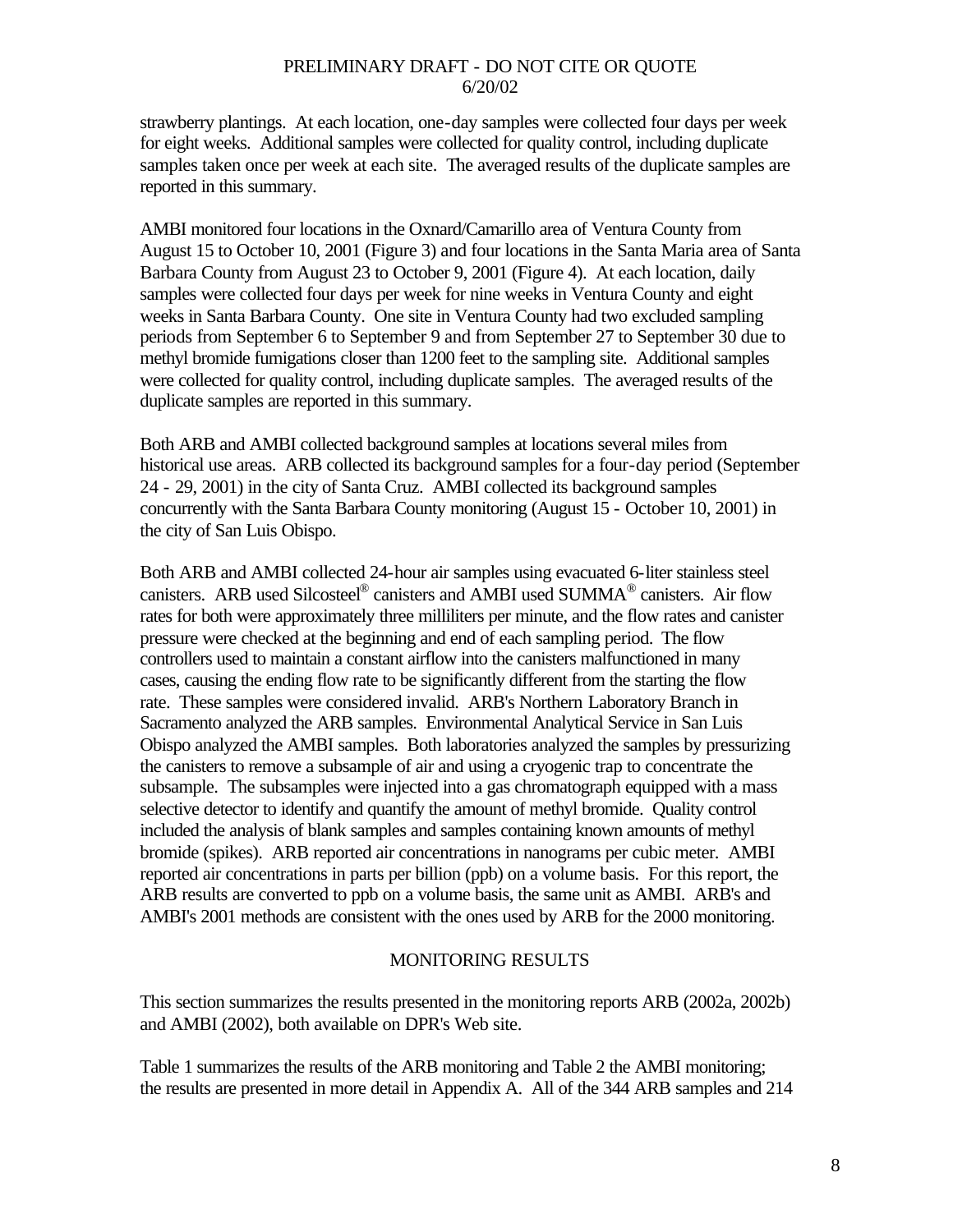strawberry plantings. At each location, one-day samples were collected four days per week for eight weeks. Additional samples were collected for quality control, including duplicate samples taken once per week at each site. The averaged results of the duplicate samples are reported in this summary.

AMBI monitored four locations in the Oxnard/Camarillo area of Ventura County from August 15 to October 10, 2001 (Figure 3) and four locations in the Santa Maria area of Santa Barbara County from August 23 to October 9, 2001 (Figure 4). At each location, daily samples were collected four days per week for nine weeks in Ventura County and eight weeks in Santa Barbara County. One site in Ventura County had two excluded sampling periods from September 6 to September 9 and from September 27 to September 30 due to methyl bromide fumigations closer than 1200 feet to the sampling site. Additional samples were collected for quality control, including duplicate samples. The averaged results of the duplicate samples are reported in this summary.

Both ARB and AMBI collected background samples at locations several miles from historical use areas. ARB collected its background samples for a four-day period (September 24 - 29, 2001) in the city of Santa Cruz. AMBI collected its background samples concurrently with the Santa Barbara County monitoring (August 15 - October 10, 2001) in the city of San Luis Obispo.

Both ARB and AMBI collected 24-hour air samples using evacuated 6-liter stainless steel canisters. ARB used Silcosteel® canisters and AMBI used SUMMA® canisters. Air flow rates for both were approximately three milliliters per minute, and the flow rates and canister pressure were checked at the beginning and end of each sampling period. The flow controllers used to maintain a constant airflow into the canisters malfunctioned in many cases, causing the ending flow rate to be significantly different from the starting the flow rate. These samples were considered invalid. ARB's Northern Laboratory Branch in Sacramento analyzed the ARB samples. Environmental Analytical Service in San Luis Obispo analyzed the AMBI samples. Both laboratories analyzed the samples by pressurizing the canisters to remove a subsample of air and using a cryogenic trap to concentrate the subsample. The subsamples were injected into a gas chromatograph equipped with a mass selective detector to identify and quantify the amount of methyl bromide. Quality control included the analysis of blank samples and samples containing known amounts of methyl bromide (spikes). ARB reported air concentrations in nanograms per cubic meter. AMBI reported air concentrations in parts per billion (ppb) on a volume basis. For this report, the ARB results are converted to ppb on a volume basis, the same unit as AMBI. ARB's and AMBI's 2001 methods are consistent with the ones used by ARB for the 2000 monitoring.

## MONITORING RESULTS

This section summarizes the results presented in the monitoring reports ARB (2002a, 2002b) and AMBI (2002), both available on DPR's Web site.

Table 1 summarizes the results of the ARB monitoring and Table 2 the AMBI monitoring; the results are presented in more detail in Appendix A. All of the 344 ARB samples and 214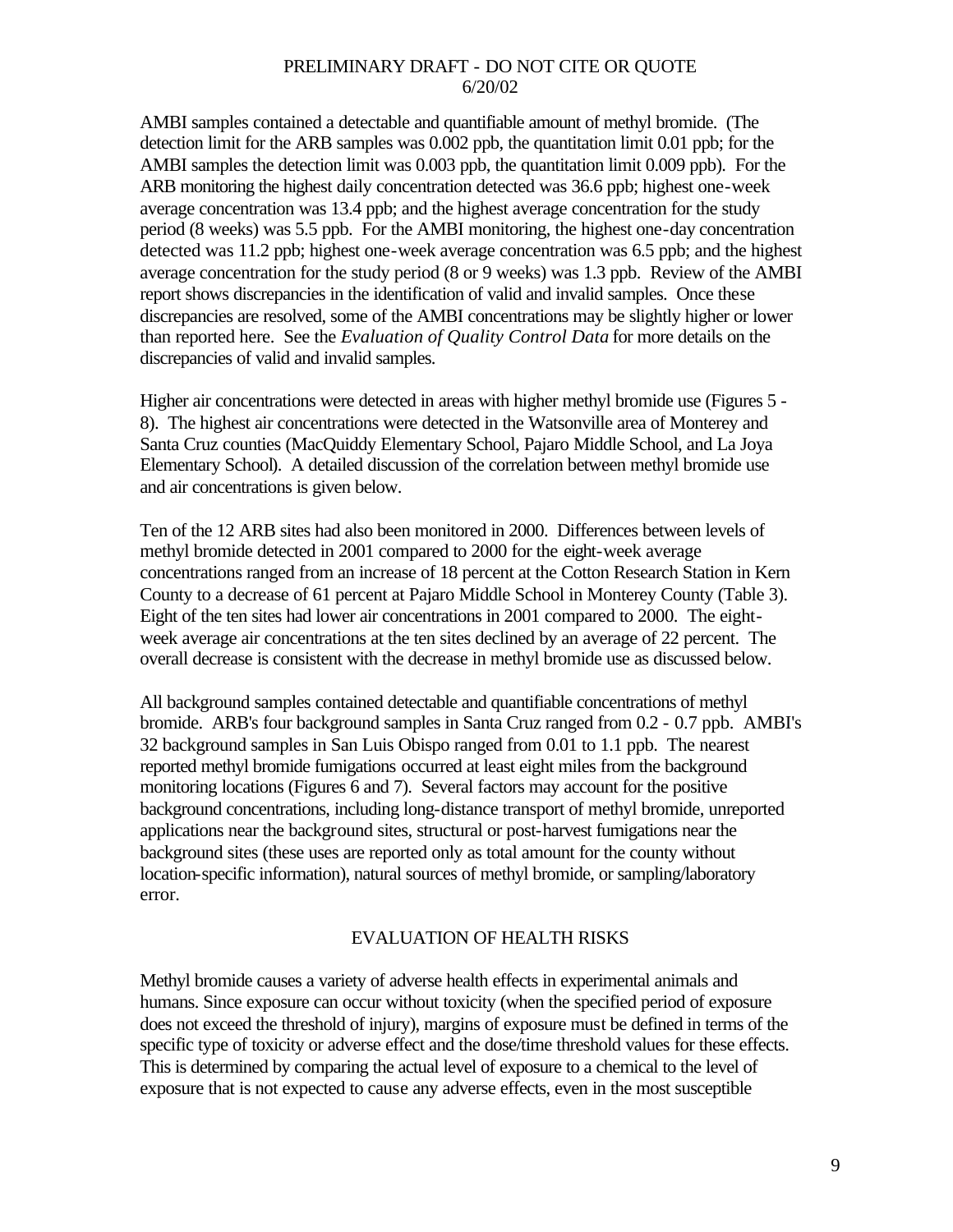AMBI samples contained a detectable and quantifiable amount of methyl bromide. (The detection limit for the ARB samples was 0.002 ppb, the quantitation limit 0.01 ppb; for the AMBI samples the detection limit was 0.003 ppb, the quantitation limit 0.009 ppb). For the ARB monitoring the highest daily concentration detected was 36.6 ppb; highest one-week average concentration was 13.4 ppb; and the highest average concentration for the study period (8 weeks) was 5.5 ppb. For the AMBI monitoring, the highest one-day concentration detected was 11.2 ppb; highest one-week average concentration was 6.5 ppb; and the highest average concentration for the study period (8 or 9 weeks) was 1.3 ppb. Review of the AMBI report shows discrepancies in the identification of valid and invalid samples. Once these discrepancies are resolved, some of the AMBI concentrations may be slightly higher or lower than reported here. See the *Evaluation of Quality Control Data* for more details on the discrepancies of valid and invalid samples.

Higher air concentrations were detected in areas with higher methyl bromide use (Figures 5 - 8). The highest air concentrations were detected in the Watsonville area of Monterey and Santa Cruz counties (MacQuiddy Elementary School, Pajaro Middle School, and La Joya Elementary School). A detailed discussion of the correlation between methyl bromide use and air concentrations is given below.

Ten of the 12 ARB sites had also been monitored in 2000. Differences between levels of methyl bromide detected in 2001 compared to 2000 for the eight-week average concentrations ranged from an increase of 18 percent at the Cotton Research Station in Kern County to a decrease of 61 percent at Pajaro Middle School in Monterey County (Table 3). Eight of the ten sites had lower air concentrations in 2001 compared to 2000. The eight-week average air concentrations at the ten sites declined by an average of 22 percent. The overall decrease is consistent with the decrease in methyl bromide use as discussed below.

All background samples contained detectable and quantifiable concentrations of methyl bromide. ARB's four background samples in Santa Cruz ranged from 0.2 - 0.7 ppb. AMBI's 32 background samples in San Luis Obispo ranged from 0.01 to 1.1 ppb. The nearest reported methyl bromide fumigations occurred at least eight miles from the background monitoring locations (Figures 6 and 7). Several factors may account for the positive background concentrations, including long-distance transport of methyl bromide, unreported applications near the background sites, structural or post-harvest fumigations near the background sites (these uses are reported only as total amount for the county without location-specific information), natural sources of methyl bromide, or sampling/laboratory error.

## EVALUATION OF HEALTH RISKS

Methyl bromide causes a variety of adverse health effects in experimental animals and humans. Since exposure can occur without toxicity (when the specified period of exposure does not exceed the threshold of injury), margins of exposure must be defined in terms of the specific type of toxicity or adverse effect and the dose/time threshold values for these effects. This is determined by comparing the actual level of exposure to a chemical to the level of exposure that is not expected to cause any adverse effects, even in the most susceptible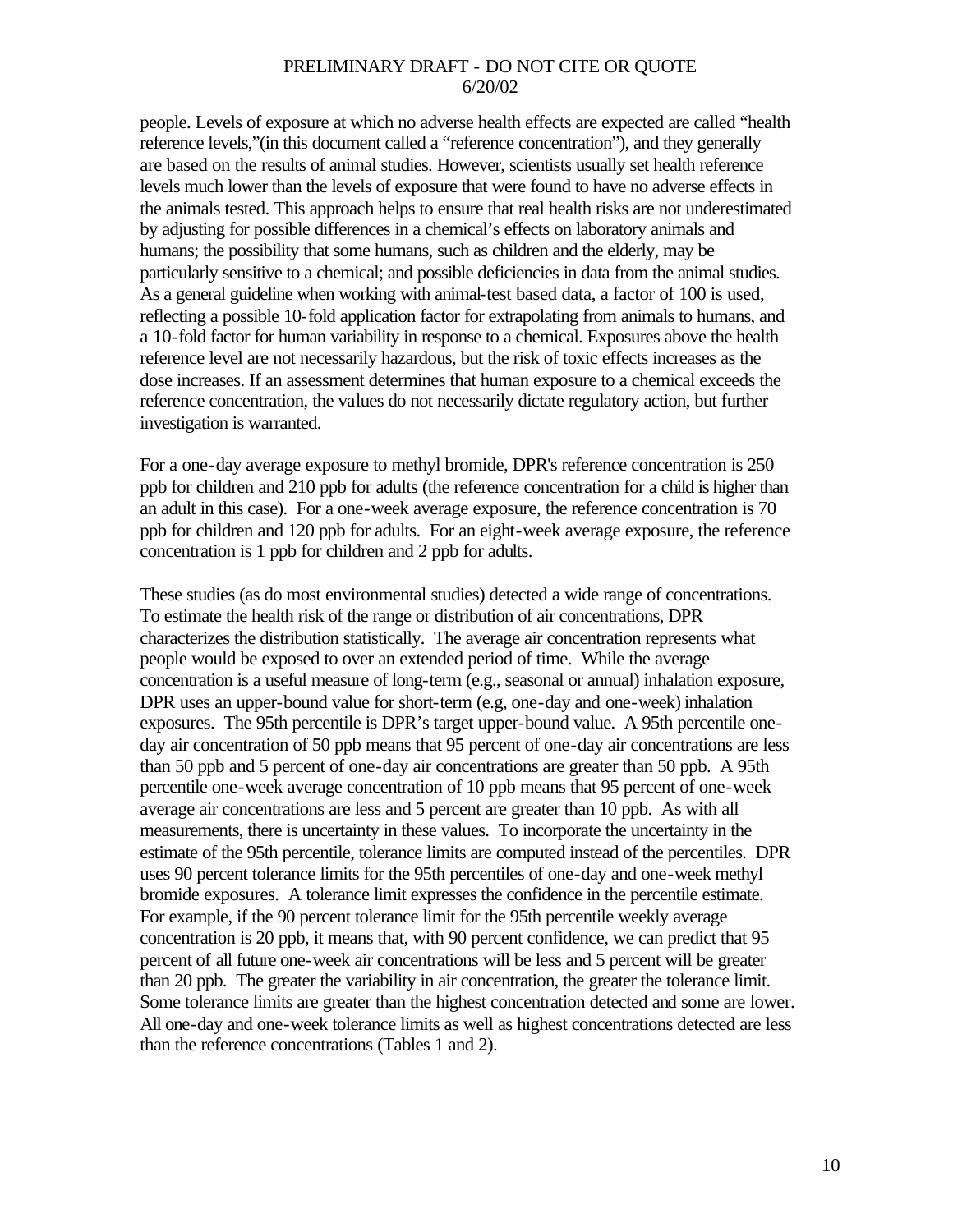people. Levels of exposure at which no adverse health effects are expected are called "health reference levels,"(in this document called a "reference concentration"), and they generally are based on the results of animal studies. However, scientists usually set health reference levels much lower than the levels of exposure that were found to have no adverse effects in the animals tested. This approach helps to ensure that real health risks are not underestimated by adjusting for possible differences in a chemical's effects on laboratory animals and humans; the possibility that some humans, such as children and the elderly, may be particularly sensitive to a chemical; and possible deficiencies in data from the animal studies. As a general guideline when working with animal-test based data, a factor of 100 is used, reflecting a possible 10-fold application factor for extrapolating from animals to humans, and a 10-fold factor for human variability in response to a chemical. Exposures above the health reference level are not necessarily hazardous, but the risk of toxic effects increases as the dose increases. If an assessment determines that human exposure to a chemical exceeds the reference concentration, the values do not necessarily dictate regulatory action, but further investigation is warranted.

For a one-day average exposure to methyl bromide, DPR's reference concentration is 250 ppb for children and 210 ppb for adults (the reference concentration for a child is higher than an adult in this case). For a one-week average exposure, the reference concentration is 70 ppb for children and 120 ppb for adults. For an eight-week average exposure, the reference concentration is 1 ppb for children and 2 ppb for adults.

These studies (as do most environmental studies) detected a wide range of concentrations. To estimate the health risk of the range or distribution of air concentrations, DPR characterizes the distribution statistically. The average air concentration represents what people would be exposed to over an extended period of time. While the average concentration is a useful measure of long-term (e.g., seasonal or annual) inhalation exposure, DPR uses an upper-bound value for short-term (e.g, one-day and one-week) inhalation exposures. The 95th percentile is DPR's target upper-bound value. A 95th percentile one-day air concentration of 50 ppb means that 95 percent of one-day air concentrations are less than 50 ppb and 5 percent of one-day air concentrations are greater than 50 ppb. A 95th percentile one-week average concentration of 10 ppb means that 95 percent of one-week average air concentrations are less and 5 percent are greater than 10 ppb. As with all measurements, there is uncertainty in these values. To incorporate the uncertainty in the estimate of the 95th percentile, tolerance limits are computed instead of the percentiles. DPR uses 90 percent tolerance limits for the 95th percentiles of one-day and one-week methyl bromide exposures. A tolerance limit expresses the confidence in the percentile estimate. For example, if the 90 percent tolerance limit for the 95th percentile weekly average concentration is 20 ppb, it means that, with 90 percent confidence, we can predict that 95 percent of all future one-week air concentrations will be less and 5 percent will be greater than 20 ppb. The greater the variability in air concentration, the greater the tolerance limit. Some tolerance limits are greater than the highest concentration detected and some are lower. All one-day and one-week tolerance limits as well as highest concentrations detected are less than the reference concentrations (Tables 1 and 2).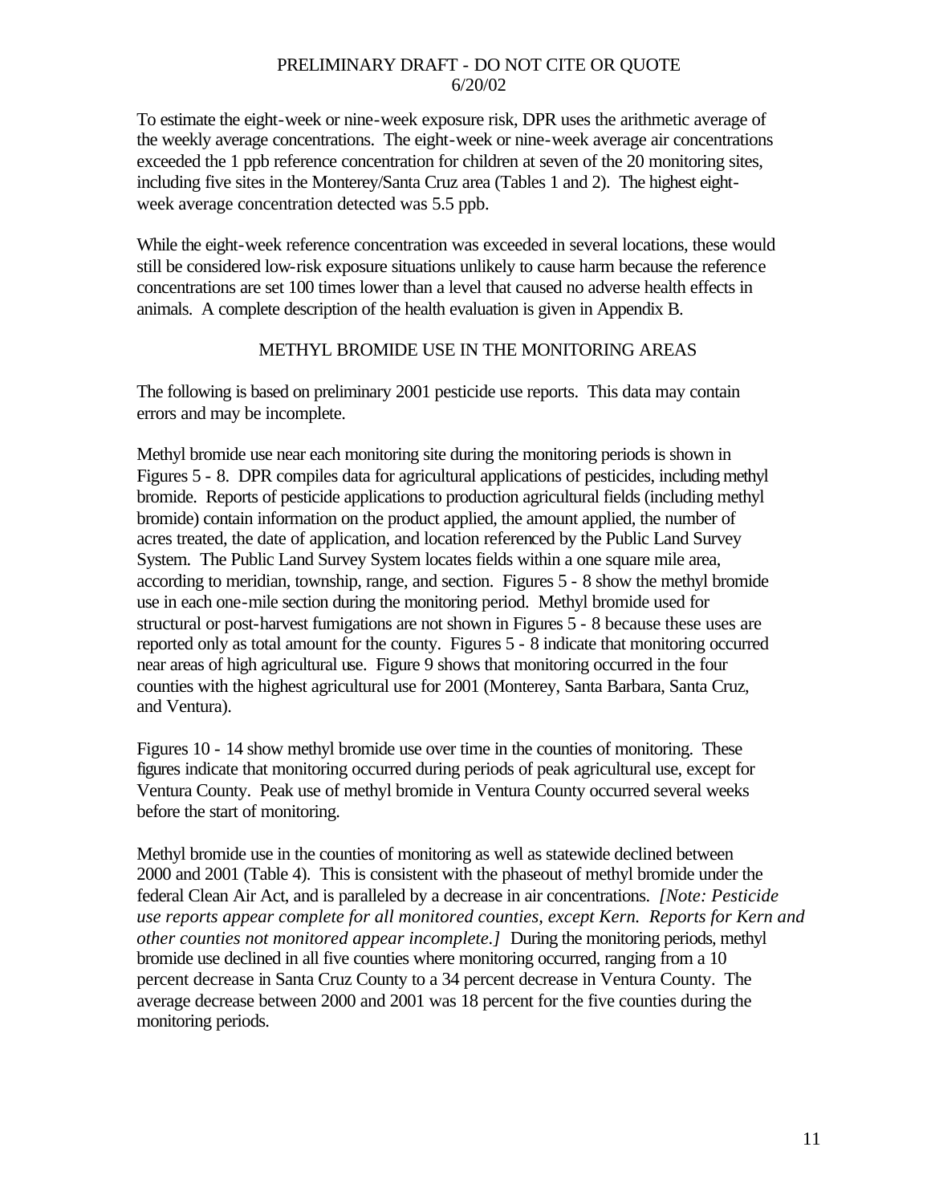To estimate the eight-week or nine-week exposure risk, DPR uses the arithmetic average of the weekly average concentrations. The eight-week or nine-week average air concentrations exceeded the 1 ppb reference concentration for children at seven of the 20 monitoring sites, including five sites in the Monterey/Santa Cruz area (Tables 1 and 2). The highest eight-week average concentration detected was 5.5 ppb.

While the eight-week reference concentration was exceeded in several locations, these would still be considered low-risk exposure situations unlikely to cause harm because the reference concentrations are set 100 times lower than a level that caused no adverse health effects in animals. A complete description of the health evaluation is given in Appendix B.

## METHYL BROMIDE USE IN THE MONITORING AREAS

The following is based on preliminary 2001 pesticide use reports. This data may contain errors and may be incomplete.

Methyl bromide use near each monitoring site during the monitoring periods is shown in Figures 5 - 8. DPR compiles data for agricultural applications of pesticides, including methyl bromide. Reports of pesticide applications to production agricultural fields (including methyl bromide) contain information on the product applied, the amount applied, the number of acres treated, the date of application, and location referenced by the Public Land Survey System. The Public Land Survey System locates fields within a one square mile area, according to meridian, township, range, and section. Figures 5 - 8 show the methyl bromide use in each one-mile section during the monitoring period. Methyl bromide used for structural or post-harvest fumigations are not shown in Figures 5 - 8 because these uses are reported only as total amount for the county. Figures 5 - 8 indicate that monitoring occurred near areas of high agricultural use. Figure 9 shows that monitoring occurred in the four counties with the highest agricultural use for 2001 (Monterey, Santa Barbara, Santa Cruz, and Ventura).

Figures 10 - 14 show methyl bromide use over time in the counties of monitoring. These figures indicate that monitoring occurred during periods of peak agricultural use, except for Ventura County. Peak use of methyl bromide in Ventura County occurred several weeks before the start of monitoring.

Methyl bromide use in the counties of monitoring as well as statewide declined between 2000 and 2001 (Table 4). This is consistent with the phaseout of methyl bromide under the federal Clean Air Act, and is paralleled by a decrease in air concentrations. *[Note: Pesticide use reports appear complete for all monitored counties, except Kern. Reports for Kern and other counties not monitored appear incomplete.]* During the monitoring periods, methyl bromide use declined in all five counties where monitoring occurred, ranging from a 10 percent decrease in Santa Cruz County to a 34 percent decrease in Ventura County. The average decrease between 2000 and 2001 was 18 percent for the five counties during the monitoring periods.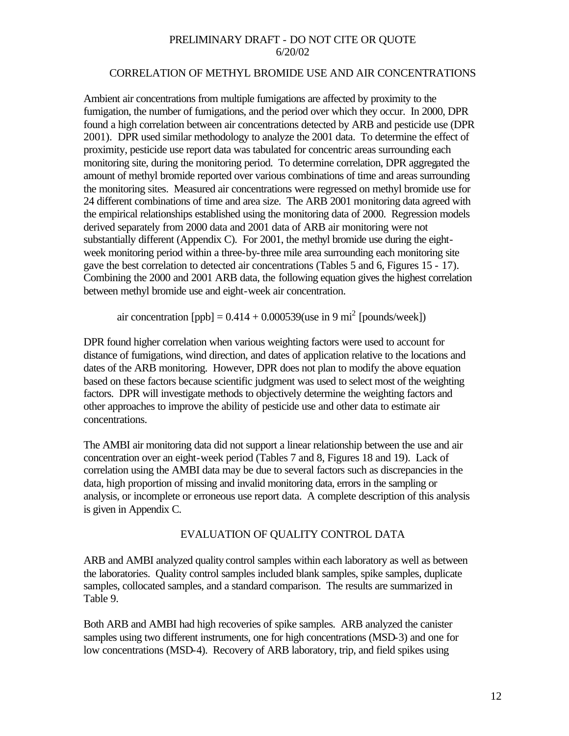## CORRELATION OF METHYL BROMIDE USE AND AIR CONCENTRATIONS

Ambient air concentrations from multiple fumigations are affected by proximity to the fumigation, the number of fumigations, and the period over which they occur. In 2000, DPR found a high correlation between air concentrations detected by ARB and pesticide use (DPR 2001). DPR used similar methodology to analyze the 2001 data. To determine the effect of proximity, pesticide use report data was tabulated for concentric areas surrounding each monitoring site, during the monitoring period. To determine correlation, DPR aggregated the amount of methyl bromide reported over various combinations of time and areas surrounding the monitoring sites. Measured air concentrations were regressed on methyl bromide use for 24 different combinations of time and area size. The ARB 2001 monitoring data agreed with the empirical relationships established using the monitoring data of 2000. Regression models derived separately from 2000 data and 2001 data of ARB air monitoring were not substantially different (Appendix C). For 2001, the methyl bromide use during the eight-week monitoring period within a three-by-three mile area surrounding each monitoring site gave the best correlation to detected air concentrations (Tables 5 and 6, Figures 15 - 17). Combining the 2000 and 2001 ARB data, the following equation gives the highest correlation between methyl bromide use and eight-week air concentration.

$$\text{air concentration [ppb]} = 0.414 + 0.000539(\text{use in 9 mi}^2 \text{ [pounds/week]})$$

DPR found higher correlation when various weighting factors were used to account for distance of fumigations, wind direction, and dates of application relative to the locations and dates of the ARB monitoring. However, DPR does not plan to modify the above equation based on these factors because scientific judgment was used to select most of the weighting factors. DPR will investigate methods to objectively determine the weighting factors and other approaches to improve the ability of pesticide use and other data to estimate air concentrations.

The AMBI air monitoring data did not support a linear relationship between the use and air concentration over an eight-week period (Tables 7 and 8, Figures 18 and 19). Lack of correlation using the AMBI data may be due to several factors such as discrepancies in the data, high proportion of missing and invalid monitoring data, errors in the sampling or analysis, or incomplete or erroneous use report data. A complete description of this analysis is given in Appendix C.

## EVALUATION OF QUALITY CONTROL DATA

ARB and AMBI analyzed quality control samples within each laboratory as well as between the laboratories. Quality control samples included blank samples, spike samples, duplicate samples, collocated samples, and a standard comparison. The results are summarized in Table 9.

Both ARB and AMBI had high recoveries of spike samples. ARB analyzed the canister samples using two different instruments, one for high concentrations (MSD-3) and one for low concentrations (MSD-4). Recovery of ARB laboratory, trip, and field spikes using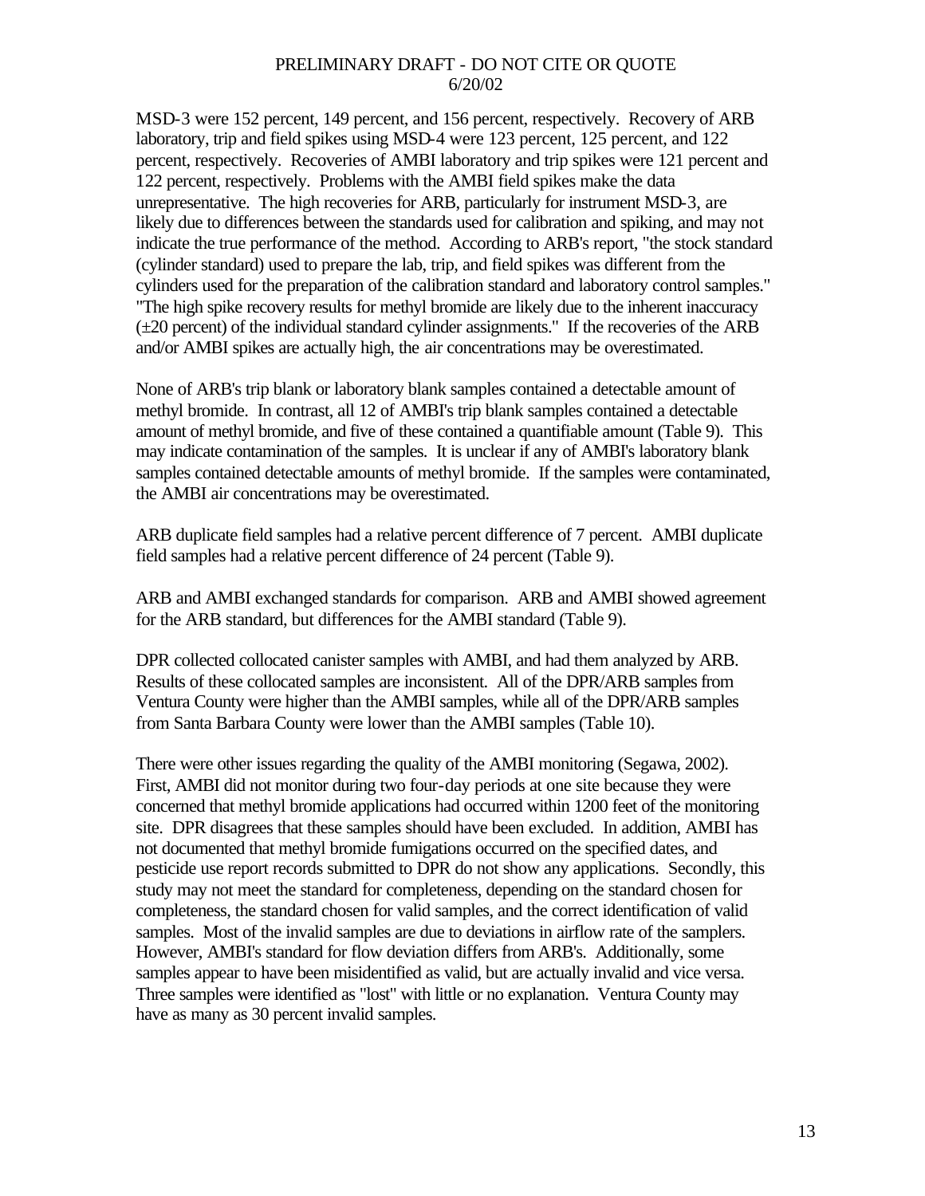MSD-3 were 152 percent, 149 percent, and 156 percent, respectively. Recovery of ARB laboratory, trip and field spikes using MSD-4 were 123 percent, 125 percent, and 122 percent, respectively. Recoveries of AMBI laboratory and trip spikes were 121 percent and 122 percent, respectively. Problems with the AMBI field spikes make the data unrepresentative. The high recoveries for ARB, particularly for instrument MSD-3, are likely due to differences between the standards used for calibration and spiking, and may not indicate the true performance of the method. According to ARB's report, "the stock standard (cylinder standard) used to prepare the lab, trip, and field spikes was different from the cylinders used for the preparation of the calibration standard and laboratory control samples." "The high spike recovery results for methyl bromide are likely due to the inherent inaccuracy (±20 percent) of the individual standard cylinder assignments." If the recoveries of the ARB and/or AMBI spikes are actually high, the air concentrations may be overestimated.

None of ARB's trip blank or laboratory blank samples contained a detectable amount of methyl bromide. In contrast, all 12 of AMBI's trip blank samples contained a detectable amount of methyl bromide, and five of these contained a quantifiable amount (Table 9). This may indicate contamination of the samples. It is unclear if any of AMBI's laboratory blank samples contained detectable amounts of methyl bromide. If the samples were contaminated, the AMBI air concentrations may be overestimated.

ARB duplicate field samples had a relative percent difference of 7 percent. AMBI duplicate field samples had a relative percent difference of 24 percent (Table 9).

ARB and AMBI exchanged standards for comparison. ARB and AMBI showed agreement for the ARB standard, but differences for the AMBI standard (Table 9).

DPR collected collocated canister samples with AMBI, and had them analyzed by ARB. Results of these collocated samples are inconsistent. All of the DPR/ARB samples from Ventura County were higher than the AMBI samples, while all of the DPR/ARB samples from Santa Barbara County were lower than the AMBI samples (Table 10).

There were other issues regarding the quality of the AMBI monitoring (Segawa, 2002). First, AMBI did not monitor during two four-day periods at one site because they were concerned that methyl bromide applications had occurred within 1200 feet of the monitoring site. DPR disagrees that these samples should have been excluded. In addition, AMBI has not documented that methyl bromide fumigations occurred on the specified dates, and pesticide use report records submitted to DPR do not show any applications. Secondly, this study may not meet the standard for completeness, depending on the standard chosen for completeness, the standard chosen for valid samples, and the correct identification of valid samples. Most of the invalid samples are due to deviations in airflow rate of the samplers. However, AMBI's standard for flow deviation differs from ARB's. Additionally, some samples appear to have been misidentified as valid, but are actually invalid and vice versa. Three samples were identified as "lost" with little or no explanation. Ventura County may have as many as 30 percent invalid samples.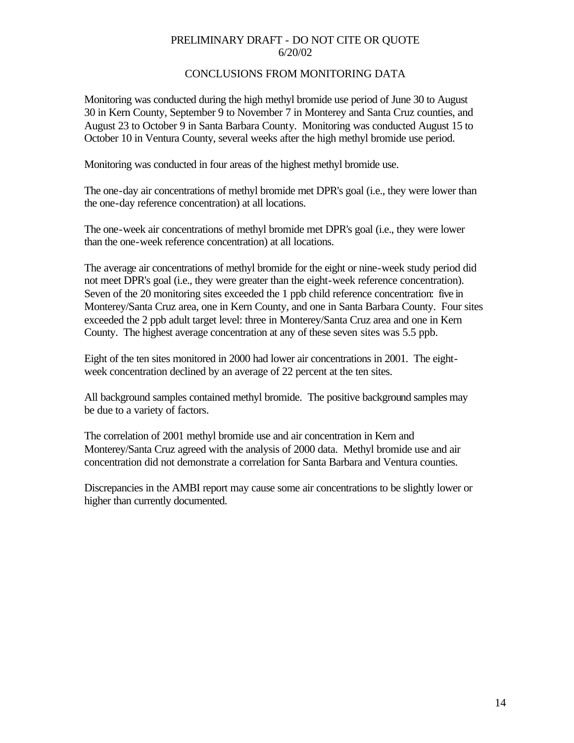PRELIMINARY DRAFT - DO NOT CITE OR QUOTE
6/20/02

## CONCLUSIONS FROM MONITORING DATA

Monitoring was conducted during the high methyl bromide use period of June 30 to August 30 in Kern County, September 9 to November 7 in Monterey and Santa Cruz counties, and August 23 to October 9 in Santa Barbara County. Monitoring was conducted August 15 to October 10 in Ventura County, several weeks after the high methyl bromide use period.

Monitoring was conducted in four areas of the highest methyl bromide use.

The one-day air concentrations of methyl bromide met DPR's goal (i.e., they were lower than the one-day reference concentration) at all locations.

The one-week air concentrations of methyl bromide met DPR's goal (i.e., they were lower than the one-week reference concentration) at all locations.

The average air concentrations of methyl bromide for the eight or nine-week study period did not meet DPR's goal (i.e., they were greater than the eight-week reference concentration). Seven of the 20 monitoring sites exceeded the 1 ppb child reference concentration: five in Monterey/Santa Cruz area, one in Kern County, and one in Santa Barbara County. Four sites exceeded the 2 ppb adult target level: three in Monterey/Santa Cruz area and one in Kern County. The highest average concentration at any of these seven sites was 5.5 ppb.

Eight of the ten sites monitored in 2000 had lower air concentrations in 2001. The eight-week concentration declined by an average of 22 percent at the ten sites.

All background samples contained methyl bromide. The positive background samples may be due to a variety of factors.

The correlation of 2001 methyl bromide use and air concentration in Kern and Monterey/Santa Cruz agreed with the analysis of 2000 data. Methyl bromide use and air concentration did not demonstrate a correlation for Santa Barbara and Ventura counties.

Discrepancies in the AMBI report may cause some air concentrations to be slightly lower or higher than currently documented.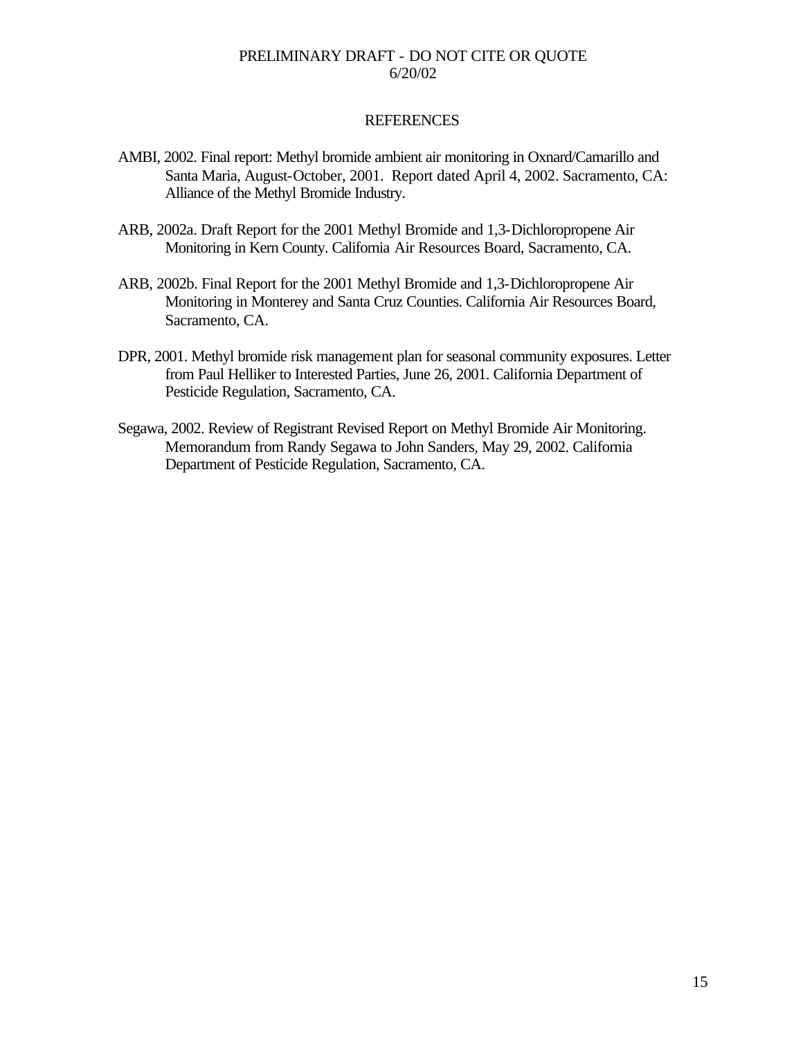## REFERENCES

AMBI, 2002. Final report: Methyl bromide ambient air monitoring in Oxnard/Camarillo and Santa Maria, August-October, 2001. Report dated April 4, 2002. Sacramento, CA: Alliance of the Methyl Bromide Industry.

ARB, 2002a. Draft Report for the 2001 Methyl Bromide and 1,3-Dichloropropene Air Monitoring in Kern County. California Air Resources Board, Sacramento, CA.

ARB, 2002b. Final Report for the 2001 Methyl Bromide and 1,3-Dichloropropene Air Monitoring in Monterey and Santa Cruz Counties. California Air Resources Board, Sacramento, CA.

DPR, 2001. Methyl bromide risk management plan for seasonal community exposures. Letter from Paul Helliker to Interested Parties, June 26, 2001. California Department of Pesticide Regulation, Sacramento, CA.

Segawa, 2002. Review of Registrant Revised Report on Methyl Bromide Air Monitoring. Memorandum from Randy Segawa to John Sanders, May 29, 2002. California Department of Pesticide Regulation, Sacramento, CA.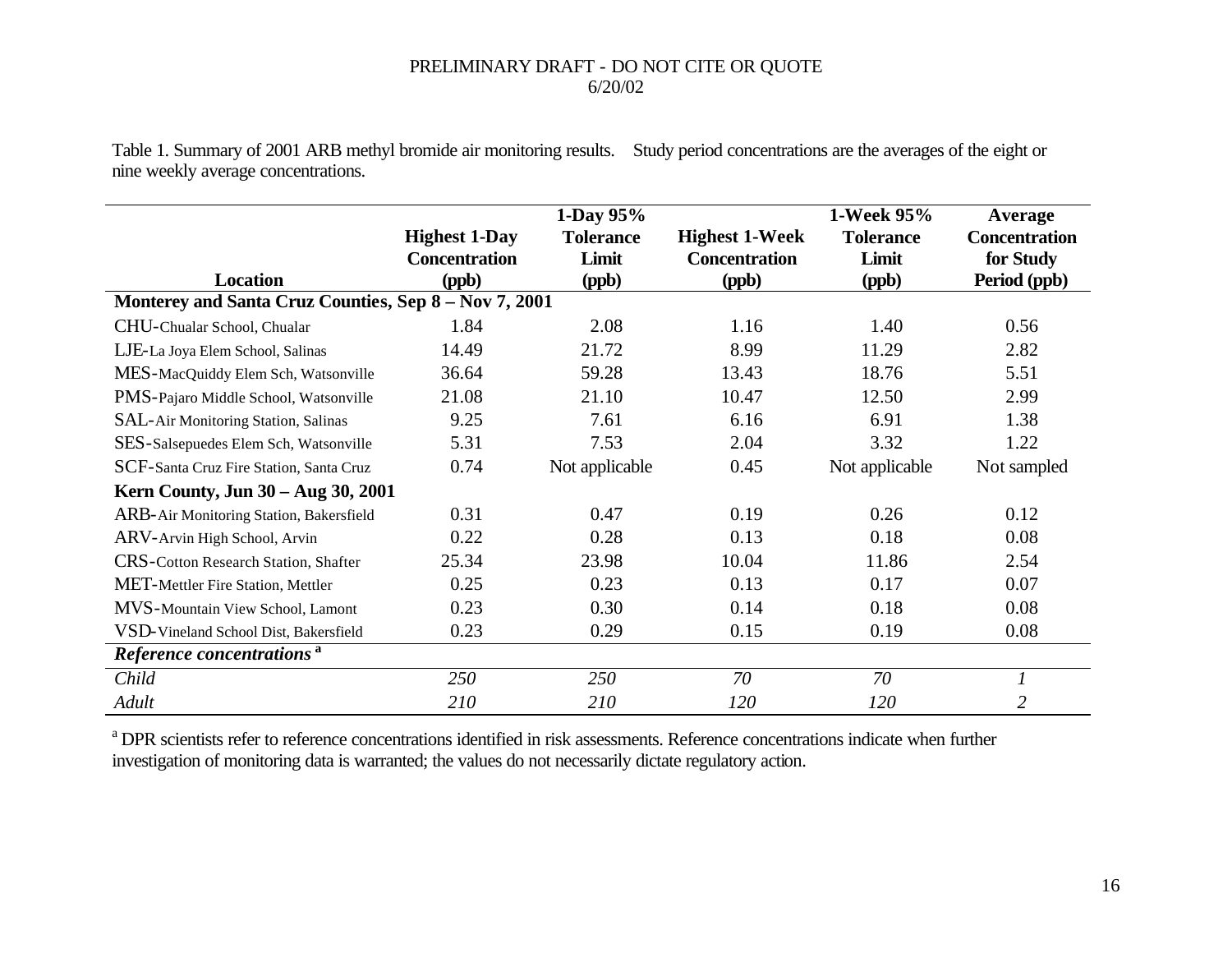PRELIMINARY DRAFT - DO NOT CITE OR QUOTE
6/20/02

Table 1. Summary of 2001 ARB methyl bromide air monitoring results. Study period concentrations are the averages of the eight or nine weekly average concentrations.

| Location | Highest 1-Day Concentration (ppb) | 1-Day 95% Tolerance Limit (ppb) | Highest 1-Week Concentration (ppb) | 1-Week 95% Tolerance Limit (ppb) | Average Concentration for Study Period (ppb) |
|---|---|---|---|---|---|
| **Monterey and Santa Cruz Counties, Sep 8 – Nov 7, 2001** | | | | | |
| CHU-Chualar School, Chualar | 1.84 | 2.08 | 1.16 | 1.40 | 0.56 |
| LJE-La Joya Elem School, Salinas | 14.49 | 21.72 | 8.99 | 11.29 | 2.82 |
| MES-MacQuiddy Elem Sch, Watsonville | 36.64 | 59.28 | 13.43 | 18.76 | 5.51 |
| PMS-Pajaro Middle School, Watsonville | 21.08 | 21.10 | 10.47 | 12.50 | 2.99 |
| SAL-Air Monitoring Station, Salinas | 9.25 | 7.61 | 6.16 | 6.91 | 1.38 |
| SES-Salsepuedes Elem Sch, Watsonville | 5.31 | 7.53 | 2.04 | 3.32 | 1.22 |
| SCF-Santa Cruz Fire Station, Santa Cruz | 0.74 | Not applicable | 0.45 | Not applicable | Not sampled |
| **Kern County, Jun 30 – Aug 30, 2001** | | | | | |
| ARB-Air Monitoring Station, Bakersfield | 0.31 | 0.47 | 0.19 | 0.26 | 0.12 |
| ARV-Arvin High School, Arvin | 0.22 | 0.28 | 0.13 | 0.18 | 0.08 |
| CRS-Cotton Research Station, Shafter | 25.34 | 23.98 | 10.04 | 11.86 | 2.54 |
| MET-Mettler Fire Station, Mettler | 0.25 | 0.23 | 0.13 | 0.17 | 0.07 |
| MVS-Mountain View School, Lamont | 0.23 | 0.30 | 0.14 | 0.18 | 0.08 |
| VSD-Vineland School Dist, Bakersfield | 0.23 | 0.29 | 0.15 | 0.19 | 0.08 |
| ***Reference concentrations*** [a] | | | | | |
| *Child* | *250* | *250* | *70* | *70* | *1* |
| *Adult* | *210* | *210* | *120* | *120* | *2* |

[a] DPR scientists refer to reference concentrations identified in risk assessments. Reference concentrations indicate when further investigation of monitoring data is warranted; the values do not necessarily dictate regulatory action.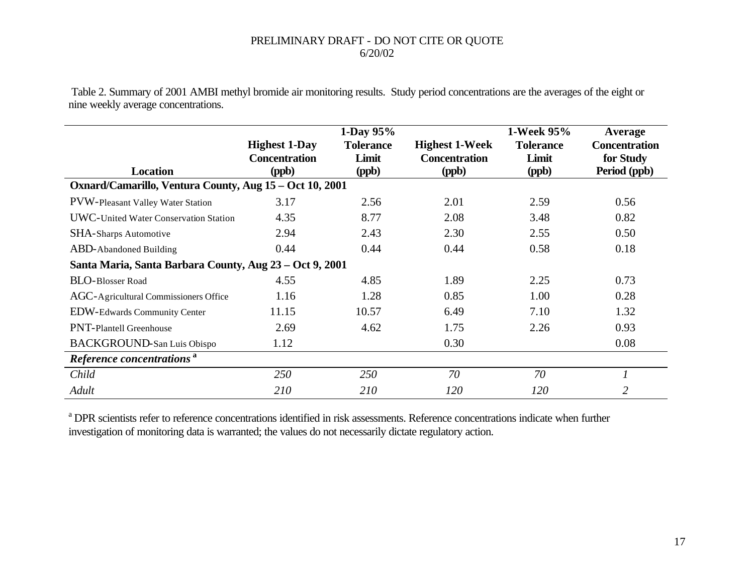PRELIMINARY DRAFT - DO NOT CITE OR QUOTE
6/20/02

Table 2. Summary of 2001 AMBI methyl bromide air monitoring results. Study period concentrations are the averages of the eight or nine weekly average concentrations.

| Location | Highest 1-Day Concentration (ppb) | 1-Day 95% Tolerance Limit (ppb) | Highest 1-Week Concentration (ppb) | 1-Week 95% Tolerance Limit (ppb) | Average Concentration for Study Period (ppb) |
|---|---|---|---|---|---|
| **Oxnard/Camarillo, Ventura County, Aug 15 – Oct 10, 2001** | | | | | |
| PVW-Pleasant Valley Water Station | 3.17 | 2.56 | 2.01 | 2.59 | 0.56 |
| UWC-United Water Conservation Station | 4.35 | 8.77 | 2.08 | 3.48 | 0.82 |
| SHA-Sharps Automotive | 2.94 | 2.43 | 2.30 | 2.55 | 0.50 |
| ABD-Abandoned Building | 0.44 | 0.44 | 0.44 | 0.58 | 0.18 |
| **Santa Maria, Santa Barbara County, Aug 23 – Oct 9, 2001** | | | | | |
| BLO-Blosser Road | 4.55 | 4.85 | 1.89 | 2.25 | 0.73 |
| AGC-Agricultural Commissioners Office | 1.16 | 1.28 | 0.85 | 1.00 | 0.28 |
| EDW-Edwards Community Center | 11.15 | 10.57 | 6.49 | 7.10 | 1.32 |
| PNT-Plantell Greenhouse | 2.69 | 4.62 | 1.75 | 2.26 | 0.93 |
| BACKGROUND-San Luis Obispo | 1.12 | | 0.30 | | 0.08 |
| ***Reference concentrations*** [a] | | | | | |
| *Child* | *250* | *250* | *70* | *70* | *1* |
| *Adult* | *210* | *210* | *120* | *120* | *2* |

[a] DPR scientists refer to reference concentrations identified in risk assessments. Reference concentrations indicate when further investigation of monitoring data is warranted; the values do not necessarily dictate regulatory action.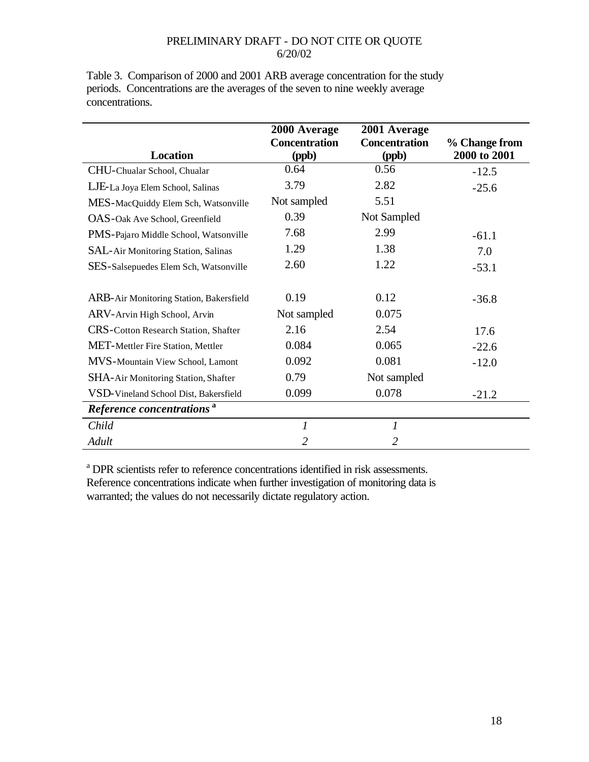PRELIMINARY DRAFT - DO NOT CITE OR QUOTE
6/20/02

Table 3. Comparison of 2000 and 2001 ARB average concentration for the study periods. Concentrations are the averages of the seven to nine weekly average concentrations.

| Location | 2000 Average Concentration (ppb) | 2001 Average Concentration (ppb) | % Change from 2000 to 2001 |
|---|---|---|---|
| CHU-Chualar School, Chualar | 0.64 | 0.56 | -12.5 |
| LJE-La Joya Elem School, Salinas | 3.79 | 2.82 | -25.6 |
| MES-MacQuiddy Elem Sch, Watsonville | Not sampled | 5.51 | |
| OAS-Oak Ave School, Greenfield | 0.39 | Not Sampled | |
| PMS-Pajaro Middle School, Watsonville | 7.68 | 2.99 | -61.1 |
| SAL-Air Monitoring Station, Salinas | 1.29 | 1.38 | 7.0 |
| SES-Salsepuedes Elem Sch, Watsonville | 2.60 | 1.22 | -53.1 |
| | | | |
| ARB-Air Monitoring Station, Bakersfield | 0.19 | 0.12 | -36.8 |
| ARV-Arvin High School, Arvin | Not sampled | 0.075 | |
| CRS-Cotton Research Station, Shafter | 2.16 | 2.54 | 17.6 |
| MET-Mettler Fire Station, Mettler | 0.084 | 0.065 | -22.6 |
| MVS-Mountain View School, Lamont | 0.092 | 0.081 | -12.0 |
| SHA-Air Monitoring Station, Shafter | 0.79 | Not sampled | |
| VSD-Vineland School Dist, Bakersfield | 0.099 | 0.078 | -21.2 |
| ***Reference concentrations*** [a] | | | |
| *Child* | *1* | *1* | |
| *Adult* | *2* | *2* | |

[a] DPR scientists refer to reference concentrations identified in risk assessments. Reference concentrations indicate when further investigation of monitoring data is warranted; the values do not necessarily dictate regulatory action.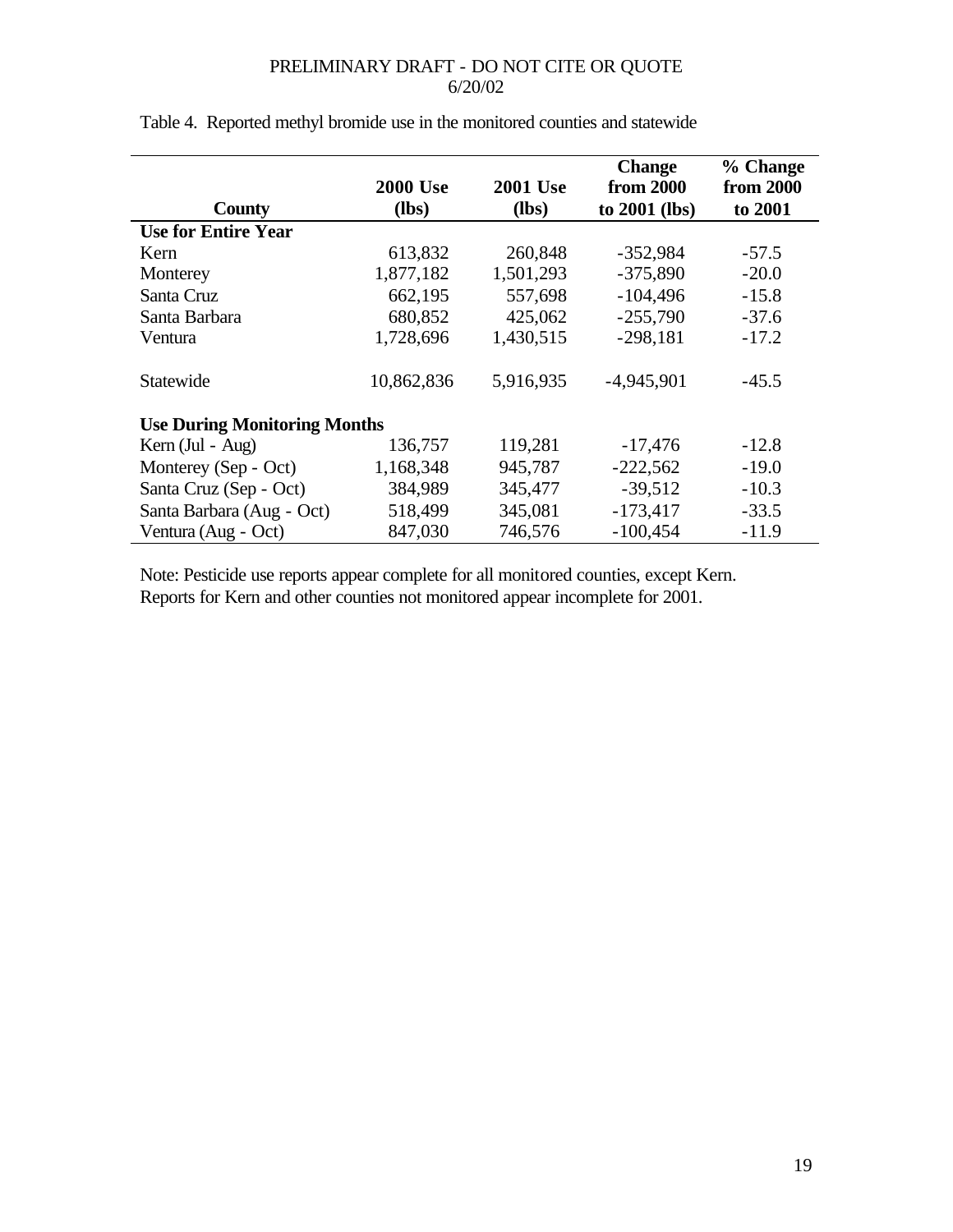PRELIMINARY DRAFT - DO NOT CITE OR QUOTE
6/20/02

Table 4. Reported methyl bromide use in the monitored counties and statewide

| County | 2000 Use (lbs) | 2001 Use (lbs) | Change from 2000 to 2001 (lbs) | % Change from 2000 to 2001 |
|---|---|---|---|---|
| **Use for Entire Year** | | | | |
| Kern | 613,832 | 260,848 | -352,984 | -57.5 |
| Monterey | 1,877,182 | 1,501,293 | -375,890 | -20.0 |
| Santa Cruz | 662,195 | 557,698 | -104,496 | -15.8 |
| Santa Barbara | 680,852 | 425,062 | -255,790 | -37.6 |
| Ventura | 1,728,696 | 1,430,515 | -298,181 | -17.2 |
| Statewide | 10,862,836 | 5,916,935 | -4,945,901 | -45.5 |
| **Use During Monitoring Months** | | | | |
| Kern (Jul - Aug) | 136,757 | 119,281 | -17,476 | -12.8 |
| Monterey (Sep - Oct) | 1,168,348 | 945,787 | -222,562 | -19.0 |
| Santa Cruz (Sep - Oct) | 384,989 | 345,477 | -39,512 | -10.3 |
| Santa Barbara (Aug - Oct) | 518,499 | 345,081 | -173,417 | -33.5 |
| Ventura (Aug - Oct) | 847,030 | 746,576 | -100,454 | -11.9 |

Note: Pesticide use reports appear complete for all monitored counties, except Kern. Reports for Kern and other counties not monitored appear incomplete for 2001.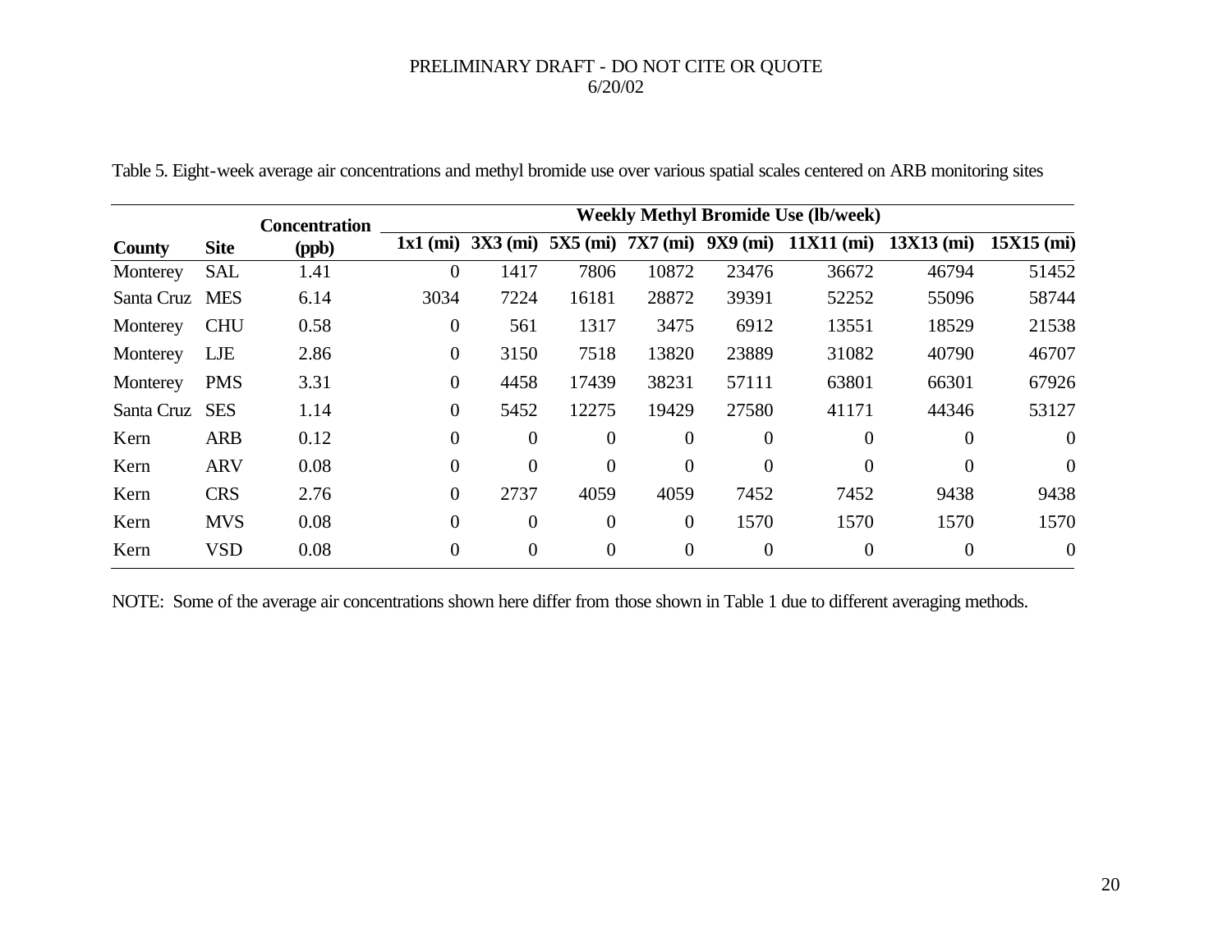PRELIMINARY DRAFT - DO NOT CITE OR QUOTE
6/20/02

Table 5. Eight-week average air concentrations and methyl bromide use over various spatial scales centered on ARB monitoring sites

| County | Site | Concentration (ppb) | Weekly Methyl Bromide Use (lb/week) | | | | | | | |
|---|---|---|---|---|---|---|---|---|---|---|
| | | | 1x1 (mi) | 3X3 (mi) | 5X5 (mi) | 7X7 (mi) | 9X9 (mi) | 11X11 (mi) | 13X13 (mi) | 15X15 (mi) |
| Monterey | SAL | 1.41 | 0 | 1417 | 7806 | 10872 | 23476 | 36672 | 46794 | 51452 |
| Santa Cruz | MES | 6.14 | 3034 | 7224 | 16181 | 28872 | 39391 | 52252 | 55096 | 58744 |
| Monterey | CHU | 0.58 | 0 | 561 | 1317 | 3475 | 6912 | 13551 | 18529 | 21538 |
| Monterey | LJE | 2.86 | 0 | 3150 | 7518 | 13820 | 23889 | 31082 | 40790 | 46707 |
| Monterey | PMS | 3.31 | 0 | 4458 | 17439 | 38231 | 57111 | 63801 | 66301 | 67926 |
| Santa Cruz | SES | 1.14 | 0 | 5452 | 12275 | 19429 | 27580 | 41171 | 44346 | 53127 |
| Kern | ARB | 0.12 | 0 | 0 | 0 | 0 | 0 | 0 | 0 | 0 |
| Kern | ARV | 0.08 | 0 | 0 | 0 | 0 | 0 | 0 | 0 | 0 |
| Kern | CRS | 2.76 | 0 | 2737 | 4059 | 4059 | 7452 | 7452 | 9438 | 9438 |
| Kern | MVS | 0.08 | 0 | 0 | 0 | 0 | 1570 | 1570 | 1570 | 1570 |
| Kern | VSD | 0.08 | 0 | 0 | 0 | 0 | 0 | 0 | 0 | 0 |

NOTE: Some of the average air concentrations shown here differ from those shown in Table 1 due to different averaging methods.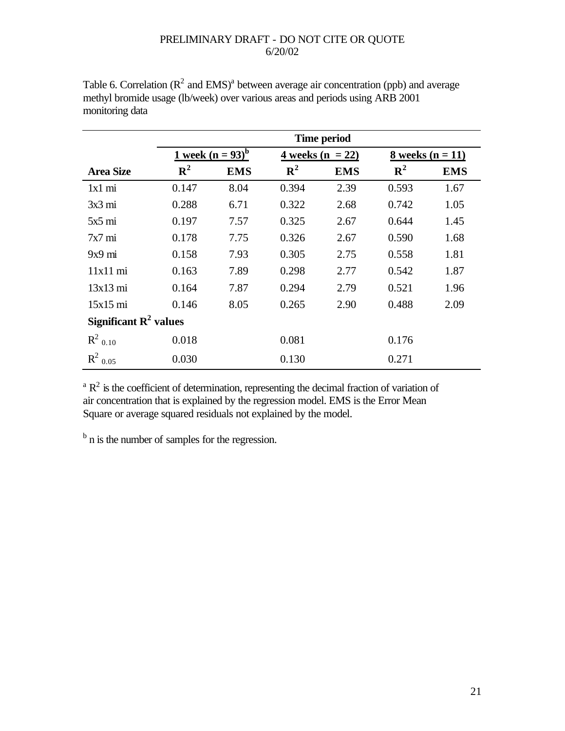Table 6. Correlation ($R^2$ and EMS)[a] between average air concentration (ppb) and average methyl bromide usage (lb/week) over various areas and periods using ARB 2001 monitoring data

| | Time period | | | | | |
|---|---|---|---|---|---|---|
| | 1 week (n = 93)[b] | | 4 weeks (n = 22) | | 8 weeks (n = 11) | |
| **Area Size** | $R^2$ | **EMS** | $R^2$ | **EMS** | $R^2$ | **EMS** |
| 1x1 mi | 0.147 | 8.04 | 0.394 | 2.39 | 0.593 | 1.67 |
| 3x3 mi | 0.288 | 6.71 | 0.322 | 2.68 | 0.742 | 1.05 |
| 5x5 mi | 0.197 | 7.57 | 0.325 | 2.67 | 0.644 | 1.45 |
| 7x7 mi | 0.178 | 7.75 | 0.326 | 2.67 | 0.590 | 1.68 |
| 9x9 mi | 0.158 | 7.93 | 0.305 | 2.75 | 0.558 | 1.81 |
| 11x11 mi | 0.163 | 7.89 | 0.298 | 2.77 | 0.542 | 1.87 |
| 13x13 mi | 0.164 | 7.87 | 0.294 | 2.79 | 0.521 | 1.96 |
| 15x15 mi | 0.146 | 8.05 | 0.265 | 2.90 | 0.488 | 2.09 |
| **Significant $R^2$ values** | | | | | | |
| $R^2_{0.10}$ | 0.018 | | 0.081 | | 0.176 | |
| $R^2_{0.05}$ | 0.030 | | 0.130 | | 0.271 | |

[a] $R^2$ is the coefficient of determination, representing the decimal fraction of variation of air concentration that is explained by the regression model. EMS is the Error Mean Square or average squared residuals not explained by the model.

[b] n is the number of samples for the regression.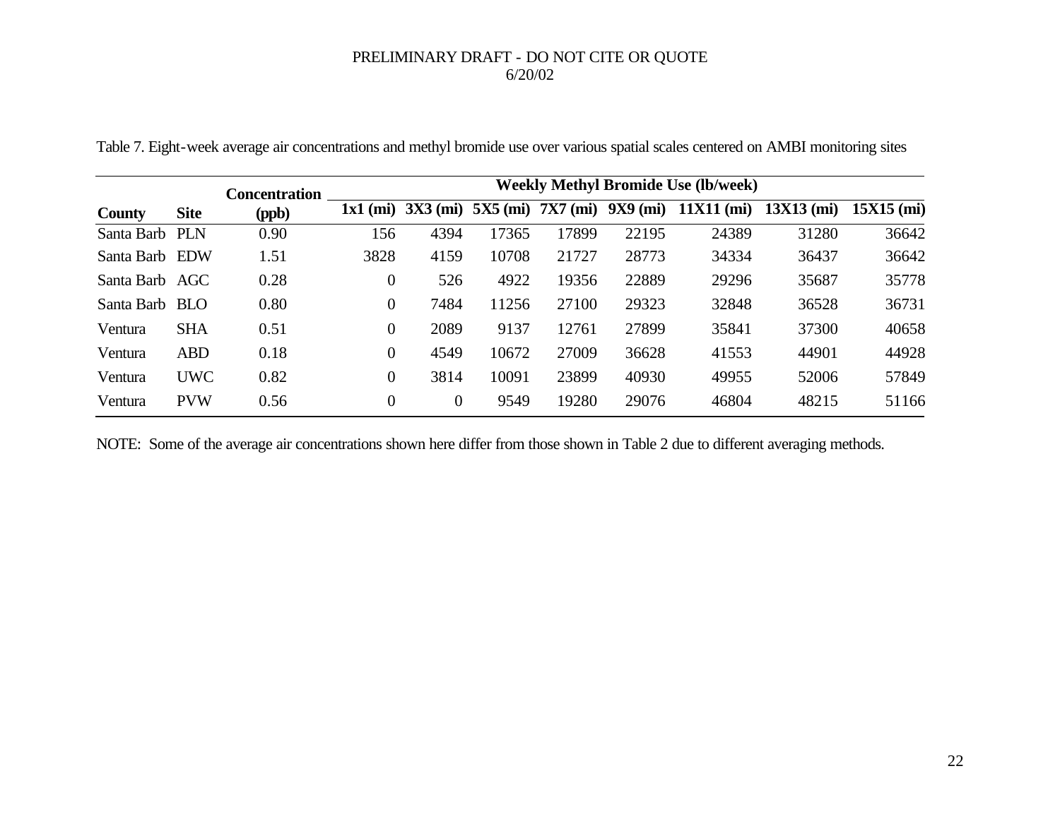PRELIMINARY DRAFT - DO NOT CITE OR QUOTE
6/20/02

Table 7. Eight-week average air concentrations and methyl bromide use over various spatial scales centered on AMBI monitoring sites

| County | Site | Concentration (ppb) | Weekly Methyl Bromide Use (lb/week) | | | | | | | |
|---|---|---|---|---|---|---|---|---|---|---|
| | | | 1x1 (mi) | 3X3 (mi) | 5X5 (mi) | 7X7 (mi) | 9X9 (mi) | 11X11 (mi) | 13X13 (mi) | 15X15 (mi) |
| Santa Barb | PLN | 0.90 | 156 | 4394 | 17365 | 17899 | 22195 | 24389 | 31280 | 36642 |
| Santa Barb | EDW | 1.51 | 3828 | 4159 | 10708 | 21727 | 28773 | 34334 | 36437 | 36642 |
| Santa Barb | AGC | 0.28 | 0 | 526 | 4922 | 19356 | 22889 | 29296 | 35687 | 35778 |
| Santa Barb | BLO | 0.80 | 0 | 7484 | 11256 | 27100 | 29323 | 32848 | 36528 | 36731 |
| Ventura | SHA | 0.51 | 0 | 2089 | 9137 | 12761 | 27899 | 35841 | 37300 | 40658 |
| Ventura | ABD | 0.18 | 0 | 4549 | 10672 | 27009 | 36628 | 41553 | 44901 | 44928 |
| Ventura | UWC | 0.82 | 0 | 3814 | 10091 | 23899 | 40930 | 49955 | 52006 | 57849 |
| Ventura | PVW | 0.56 | 0 | 0 | 9549 | 19280 | 29076 | 46804 | 48215 | 51166 |

NOTE: Some of the average air concentrations shown here differ from those shown in Table 2 due to different averaging methods.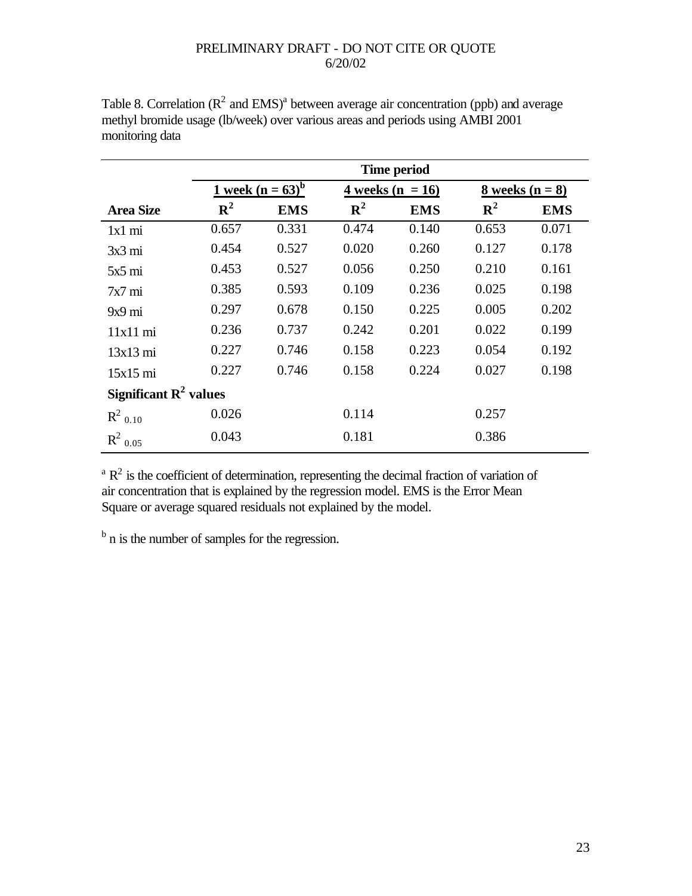Table 8. Correlation ($R^2$ and EMS)[a] between average air concentration (ppb) and average methyl bromide usage (lb/week) over various areas and periods using AMBI 2001 monitoring data

| | **Time period** | | | | | |
|---|---|---|---|---|---|---|
| | **1 week (n = 63)[b]** | | **4 weeks (n = 16)** | | **8 weeks (n = 8)** | |
| **Area Size** | $\mathbf{R^2}$ | **EMS** | $\mathbf{R^2}$ | **EMS** | $\mathbf{R^2}$ | **EMS** |
| 1x1 mi | 0.657 | 0.331 | 0.474 | 0.140 | 0.653 | 0.071 |
| 3x3 mi | 0.454 | 0.527 | 0.020 | 0.260 | 0.127 | 0.178 |
| 5x5 mi | 0.453 | 0.527 | 0.056 | 0.250 | 0.210 | 0.161 |
| 7x7 mi | 0.385 | 0.593 | 0.109 | 0.236 | 0.025 | 0.198 |
| 9x9 mi | 0.297 | 0.678 | 0.150 | 0.225 | 0.005 | 0.202 |
| 11x11 mi | 0.236 | 0.737 | 0.242 | 0.201 | 0.022 | 0.199 |
| 13x13 mi | 0.227 | 0.746 | 0.158 | 0.223 | 0.054 | 0.192 |
| 15x15 mi | 0.227 | 0.746 | 0.158 | 0.224 | 0.027 | 0.198 |
| **Significant $\mathbf{R^2}$ values** | | | | | | |
| $R^2_{0.10}$ | 0.026 | | 0.114 | | 0.257 | |
| $R^2_{0.05}$ | 0.043 | | 0.181 | | 0.386 | |

[a] $R^2$ is the coefficient of determination, representing the decimal fraction of variation of air concentration that is explained by the regression model. EMS is the Error Mean Square or average squared residuals not explained by the model.

[b] n is the number of samples for the regression.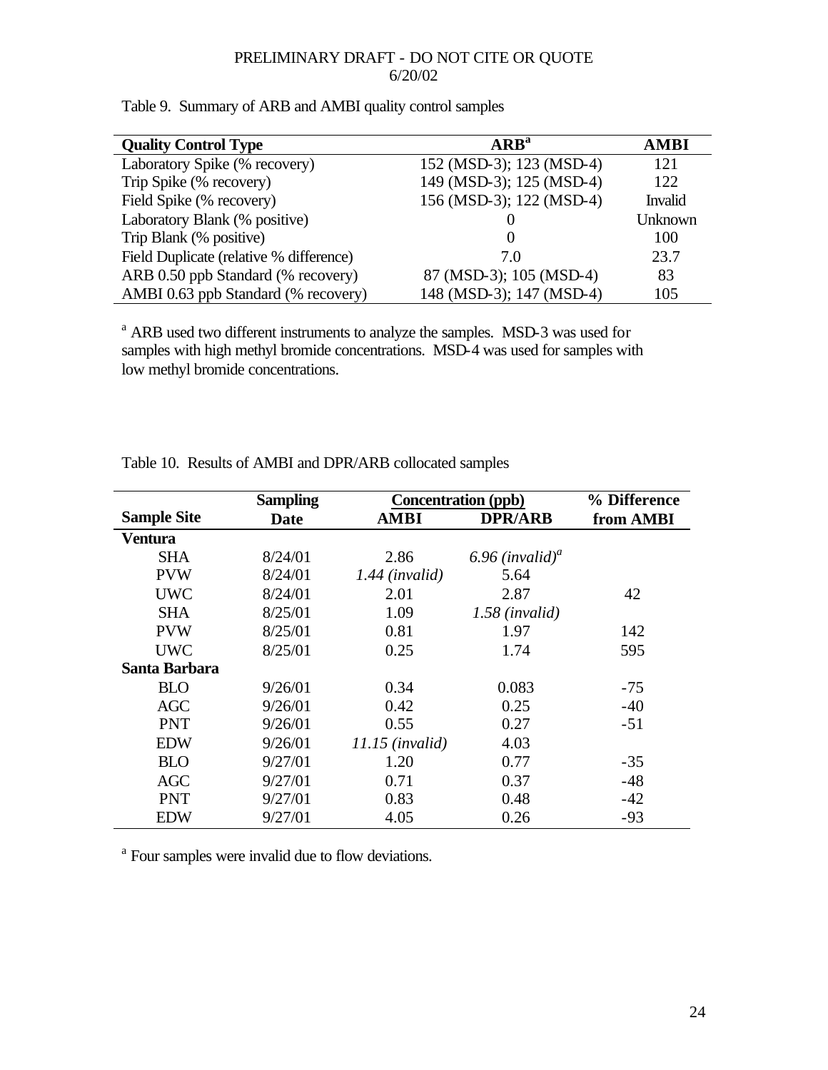PRELIMINARY DRAFT - DO NOT CITE OR QUOTE
6/20/02

Table 9. Summary of ARB and AMBI quality control samples

| Quality Control Type | ARB[a] | AMBI |
|---|---|---|
| Laboratory Spike (% recovery) | 152 (MSD-3); 123 (MSD-4) | 121 |
| Trip Spike (% recovery) | 149 (MSD-3); 125 (MSD-4) | 122 |
| Field Spike (% recovery) | 156 (MSD-3); 122 (MSD-4) | Invalid |
| Laboratory Blank (% positive) | 0 | Unknown |
| Trip Blank (% positive) | 0 | 100 |
| Field Duplicate (relative % difference) | 7.0 | 23.7 |
| ARB 0.50 ppb Standard (% recovery) | 87 (MSD-3); 105 (MSD-4) | 83 |
| AMBI 0.63 ppb Standard (% recovery) | 148 (MSD-3); 147 (MSD-4) | 105 |

[a] ARB used two different instruments to analyze the samples. MSD-3 was used for samples with high methyl bromide concentrations. MSD-4 was used for samples with low methyl bromide concentrations.

Table 10. Results of AMBI and DPR/ARB collocated samples

| Sample Site | Sampling Date | Concentration (ppb) | | % Difference from AMBI |
|---|---|---|---|---|
| | | AMBI | DPR/ARB | |
| **Ventura** | | | | |
| SHA | 8/24/01 | 2.86 | *6.96 (invalid)*[a] | |
| PVW | 8/24/01 | *1.44 (invalid)* | 5.64 | |
| UWC | 8/24/01 | 2.01 | 2.87 | 42 |
| SHA | 8/25/01 | 1.09 | *1.58 (invalid)* | |
| PVW | 8/25/01 | 0.81 | 1.97 | 142 |
| UWC | 8/25/01 | 0.25 | 1.74 | 595 |
| **Santa Barbara** | | | | |
| BLO | 9/26/01 | 0.34 | 0.083 | -75 |
| AGC | 9/26/01 | 0.42 | 0.25 | -40 |
| PNT | 9/26/01 | 0.55 | 0.27 | -51 |
| EDW | 9/26/01 | *11.15 (invalid)* | 4.03 | |
| BLO | 9/27/01 | 1.20 | 0.77 | -35 |
| AGC | 9/27/01 | 0.71 | 0.37 | -48 |
| PNT | 9/27/01 | 0.83 | 0.48 | -42 |
| EDW | 9/27/01 | 4.05 | 0.26 | -93 |

[a] Four samples were invalid due to flow deviations.